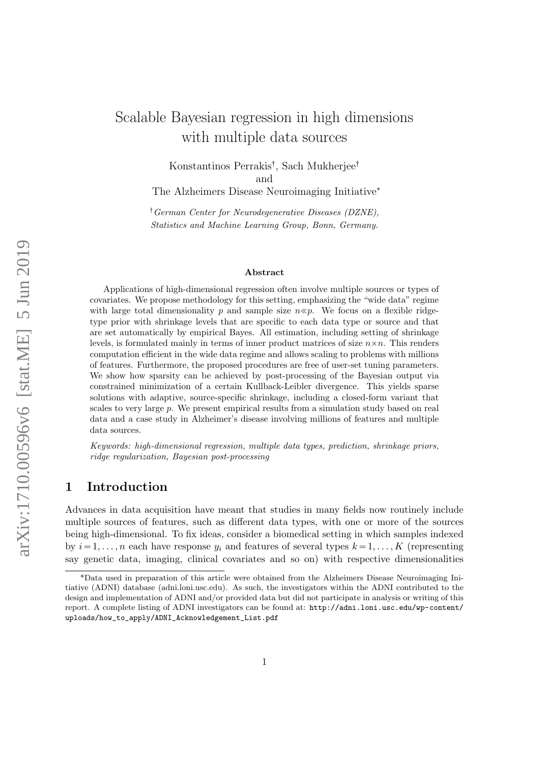# Scalable Bayesian regression in high dimensions with multiple data sources

Konstantinos Perrakis[†], Sach Mukherjee[†]
and
The Alzheimers Disease Neuroimaging Initiative[*]

[†] *German Center for Neurodegenerative Diseases (DZNE), Statistics and Machine Learning Group, Bonn, Germany.*

### Abstract

Applications of high-dimensional regression often involve multiple sources or types of covariates. We propose methodology for this setting, emphasizing the "wide data" regime with large total dimensionality $p$ and sample size $n \ll p$. We focus on a flexible ridge-type prior with shrinkage levels that are specific to each data type or source and that are set automatically by empirical Bayes. All estimation, including setting of shrinkage levels, is formulated mainly in terms of inner product matrices of size $n \times n$. This renders computation efficient in the wide data regime and allows scaling to problems with millions of features. Furthermore, the proposed procedures are free of user-set tuning parameters. We show how sparsity can be achieved by post-processing of the Bayesian output via constrained minimization of a certain Kullback-Leibler divergence. This yields sparse solutions with adaptive, source-specific shrinkage, including a closed-form variant that scales to very large $p$. We present empirical results from a simulation study based on real data and a case study in Alzheimer's disease involving millions of features and multiple data sources.

*Keywords: high-dimensional regression, multiple data types, prediction, shrinkage priors, ridge regularization, Bayesian post-processing*

## 1 Introduction

Advances in data acquisition have meant that studies in many fields now routinely include multiple sources of features, such as different data types, with one or more of the sources being high-dimensional. To fix ideas, consider a biomedical setting in which samples indexed by $i = 1, \dots, n$ each have response $y_i$ and features of several types $k = 1, \dots, K$ (representing say genetic data, imaging, clinical covariates and so on) with respective dimensionalities

[*] Data used in preparation of this article were obtained from the Alzheimers Disease Neuroimaging Initiative (ADNI) database (adni.loni.usc.edu). As such, the investigators within the ADNI contributed to the design and implementation of ADNI and/or provided data but did not participate in analysis or writing of this report. A complete listing of ADNI investigators can be found at: `http://adni.loni.usc.edu/wp-content/uploads/how_to_apply/ADNI_Acknowledgement_List.pdf`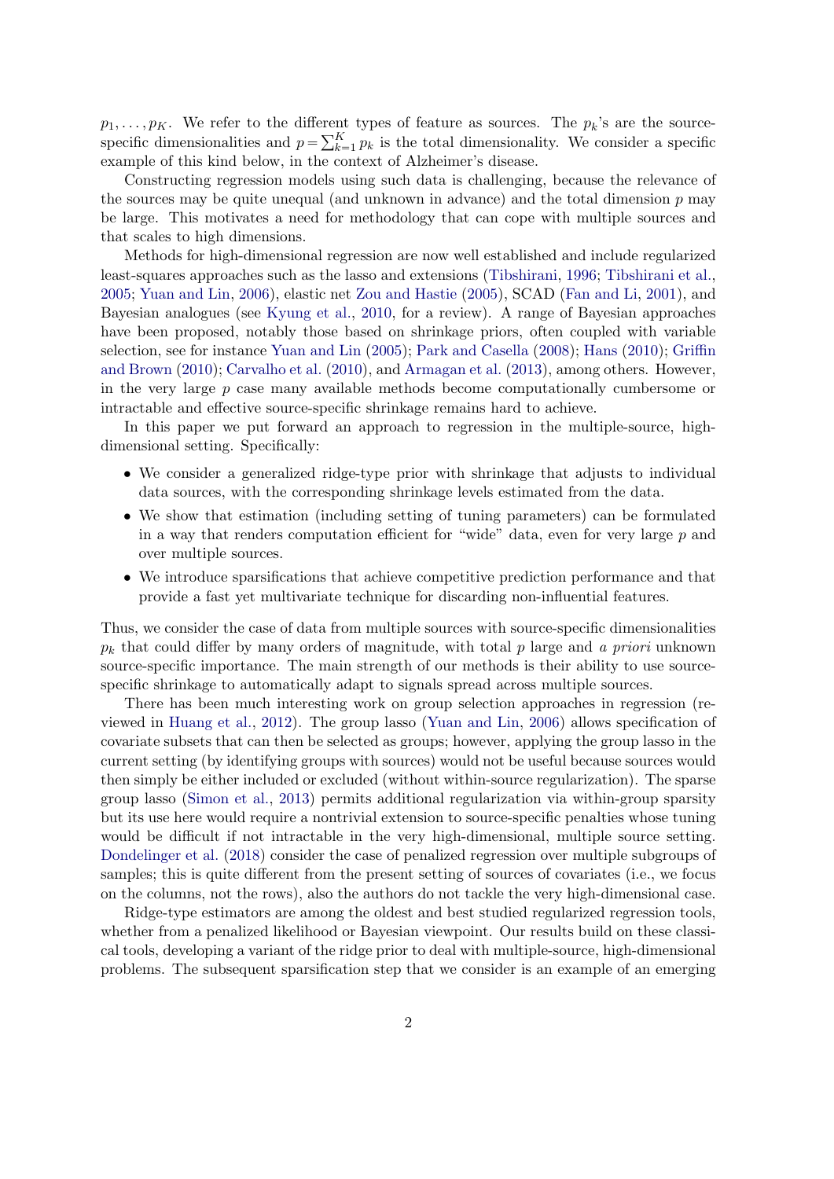$p_1, \dots, p_K$. We refer to the different types of feature as sources. The $p_k$'s are the source-specific dimensionalities and $p = \sum_{k=1}^{K} p_k$ is the total dimensionality. We consider a specific example of this kind below, in the context of Alzheimer's disease.

Constructing regression models using such data is challenging, because the relevance of the sources may be quite unequal (and unknown in advance) and the total dimension $p$ may be large. This motivates a need for methodology that can cope with multiple sources and that scales to high dimensions.

Methods for high-dimensional regression are now well established and include regularized least-squares approaches such as the lasso and extensions (Tibshirani, 1996; Tibshirani et al., 2005; Yuan and Lin, 2006), elastic net Zou and Hastie (2005), SCAD (Fan and Li, 2001), and Bayesian analogues (see Kyung et al., 2010, for a review). A range of Bayesian approaches have been proposed, notably those based on shrinkage priors, often coupled with variable selection, see for instance Yuan and Lin (2005); Park and Casella (2008); Hans (2010); Griffin and Brown (2010); Carvalho et al. (2010), and Armagan et al. (2013), among others. However, in the very large $p$ case many available methods become computationally cumbersome or intractable and effective source-specific shrinkage remains hard to achieve.

In this paper we put forward an approach to regression in the multiple-source, high-dimensional setting. Specifically:

- We consider a generalized ridge-type prior with shrinkage that adjusts to individual data sources, with the corresponding shrinkage levels estimated from the data.
- We show that estimation (including setting of tuning parameters) can be formulated in a way that renders computation efficient for "wide" data, even for very large $p$ and over multiple sources.
- We introduce sparsifications that achieve competitive prediction performance and that provide a fast yet multivariate technique for discarding non-influential features.

Thus, we consider the case of data from multiple sources with source-specific dimensionalities $p_k$ that could differ by many orders of magnitude, with total $p$ large and *a priori* unknown source-specific importance. The main strength of our methods is their ability to use source-specific shrinkage to automatically adapt to signals spread across multiple sources.

There has been much interesting work on group selection approaches in regression (reviewed in Huang et al., 2012). The group lasso (Yuan and Lin, 2006) allows specification of covariate subsets that can then be selected as groups; however, applying the group lasso in the current setting (by identifying groups with sources) would not be useful because sources would then simply be either included or excluded (without within-source regularization). The sparse group lasso (Simon et al., 2013) permits additional regularization via within-group sparsity but its use here would require a nontrivial extension to source-specific penalties whose tuning would be difficult if not intractable in the very high-dimensional, multiple source setting. Dondelinger et al. (2018) consider the case of penalized regression over multiple subgroups of samples; this is quite different from the present setting of sources of covariates (i.e., we focus on the columns, not the rows), also the authors do not tackle the very high-dimensional case.

Ridge-type estimators are among the oldest and best studied regularized regression tools, whether from a penalized likelihood or Bayesian viewpoint. Our results build on these classical tools, developing a variant of the ridge prior to deal with multiple-source, high-dimensional problems. The subsequent sparsification step that we consider is an example of an emerging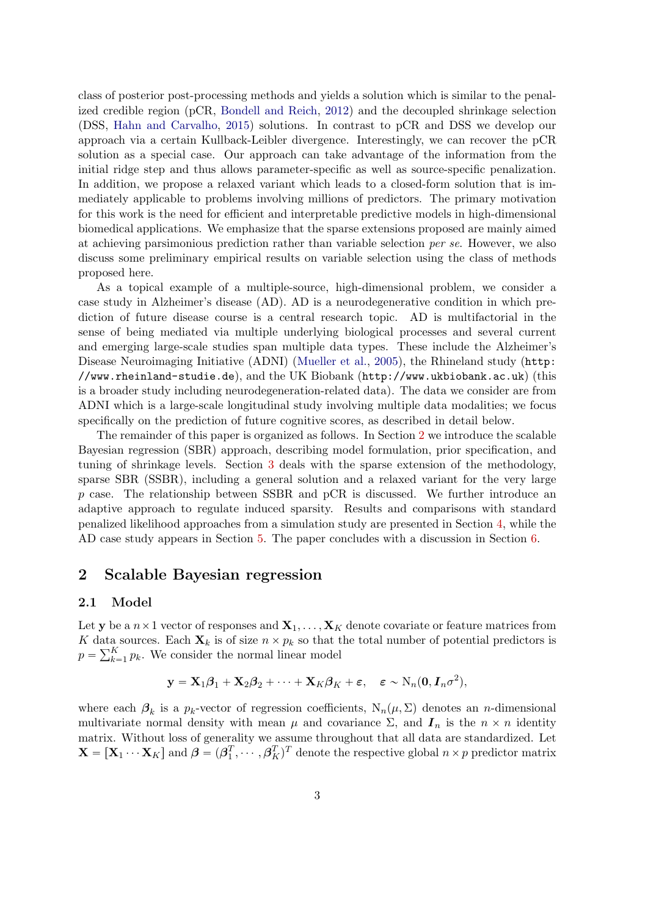class of posterior post-processing methods and yields a solution which is similar to the penalized credible region (pCR, Bondell and Reich, 2012) and the decoupled shrinkage selection (DSS, Hahn and Carvalho, 2015) solutions. In contrast to pCR and DSS we develop our approach via a certain Kullback-Leibler divergence. Interestingly, we can recover the pCR solution as a special case. Our approach can take advantage of the information from the initial ridge step and thus allows parameter-specific as well as source-specific penalization. In addition, we propose a relaxed variant which leads to a closed-form solution that is immediately applicable to problems involving millions of predictors. The primary motivation for this work is the need for efficient and interpretable predictive models in high-dimensional biomedical applications. We emphasize that the sparse extensions proposed are mainly aimed at achieving parsimonious prediction rather than variable selection *per se*. However, we also discuss some preliminary empirical results on variable selection using the class of methods proposed here.

As a topical example of a multiple-source, high-dimensional problem, we consider a case study in Alzheimer's disease (AD). AD is a neurodegenerative condition in which prediction of future disease course is a central research topic. AD is multifactorial in the sense of being mediated via multiple underlying biological processes and several current and emerging large-scale studies span multiple data types. These include the Alzheimer's Disease Neuroimaging Initiative (ADNI) (Mueller et al., 2005), the Rhineland study (`http://www.rheinland-studie.de`), and the UK Biobank (`http://www.ukbiobank.ac.uk`) (this is a broader study including neurodegeneration-related data). The data we consider are from ADNI which is a large-scale longitudinal study involving multiple data modalities; we focus specifically on the prediction of future cognitive scores, as described in detail below.

The remainder of this paper is organized as follows. In Section 2 we introduce the scalable Bayesian regression (SBR) approach, describing model formulation, prior specification, and tuning of shrinkage levels. Section 3 deals with the sparse extension of the methodology, sparse SBR (SSBR), including a general solution and a relaxed variant for the very large $p$ case. The relationship between SSBR and pCR is discussed. We further introduce an adaptive approach to regulate induced sparsity. Results and comparisons with standard penalized likelihood approaches from a simulation study are presented in Section 4, while the AD case study appears in Section 5. The paper concludes with a discussion in Section 6.

## 2 Scalable Bayesian regression

### 2.1 Model

Let $\mathbf{y}$ be a $n \times 1$ vector of responses and $\mathbf{X}_1, \ldots, \mathbf{X}_K$ denote covariate or feature matrices from $K$ data sources. Each $\mathbf{X}_k$ is of size $n \times p_k$ so that the total number of potential predictors is $p = \sum_{k=1}^{K} p_k$. We consider the normal linear model

$$\mathbf{y} = \mathbf{X}_1\boldsymbol{\beta}_1 + \mathbf{X}_2\boldsymbol{\beta}_2 + \cdots + \mathbf{X}_K\boldsymbol{\beta}_K + \boldsymbol{\varepsilon}, \quad \boldsymbol{\varepsilon} \sim \mathrm{N}_n(\mathbf{0}, \boldsymbol{I}_n\sigma^2),$$

where each $\boldsymbol{\beta}_k$ is a $p_k$-vector of regression coefficients, $\mathrm{N}_n(\mu, \Sigma)$ denotes an $n$-dimensional multivariate normal density with mean $\mu$ and covariance $\Sigma$, and $\boldsymbol{I}_n$ is the $n \times n$ identity matrix. Without loss of generality we assume throughout that all data are standardized. Let $\mathbf{X} = [\mathbf{X}_1 \cdots \mathbf{X}_K]$ and $\boldsymbol{\beta} = (\boldsymbol{\beta}_1^T, \cdots, \boldsymbol{\beta}_K^T)^T$ denote the respective global $n \times p$ predictor matrix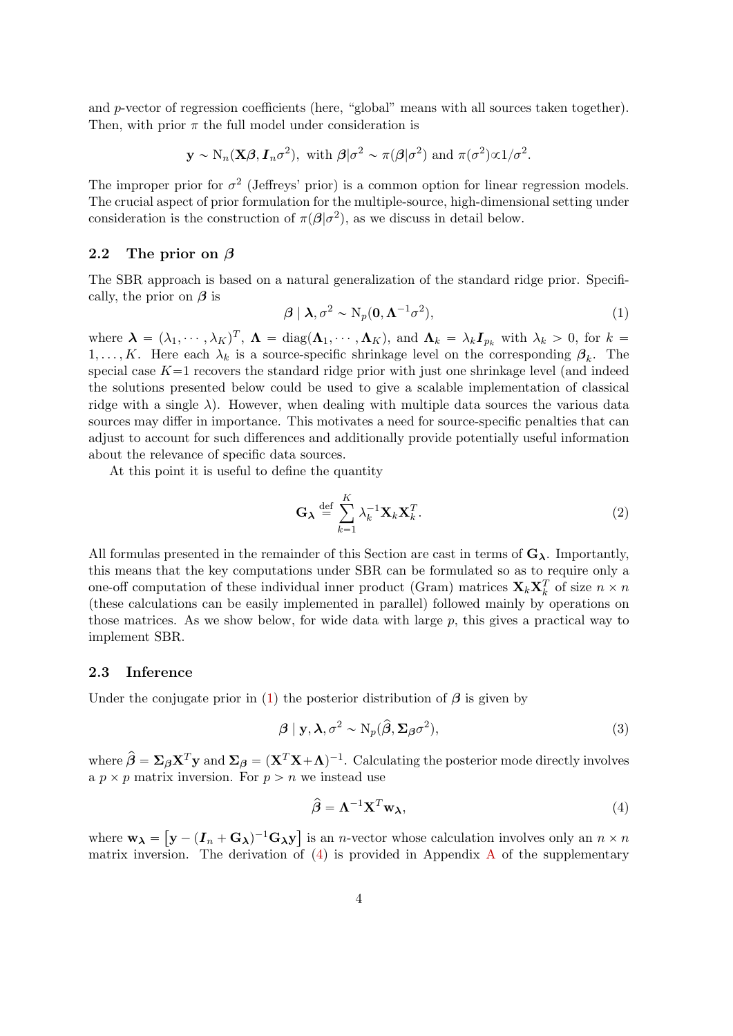and $p$-vector of regression coefficients (here, "global" means with all sources taken together). Then, with prior $\pi$ the full model under consideration is

$$\mathbf{y} \sim \mathrm{N}_n(\mathbf{X}\boldsymbol{\beta}, \boldsymbol{I}_n\sigma^2), \text{ with } \boldsymbol{\beta}|\sigma^2 \sim \pi(\boldsymbol{\beta}|\sigma^2) \text{ and } \pi(\sigma^2) \propto 1/\sigma^2.$$

The improper prior for $\sigma^2$ (Jeffreys' prior) is a common option for linear regression models. The crucial aspect of prior formulation for the multiple-source, high-dimensional setting under consideration is the construction of $\pi(\boldsymbol{\beta}|\sigma^2)$, as we discuss in detail below.

### 2.2 The prior on $\boldsymbol{\beta}$

The SBR approach is based on a natural generalization of the standard ridge prior. Specifically, the prior on $\boldsymbol{\beta}$ is

$$\boldsymbol{\beta} \mid \boldsymbol{\lambda}, \sigma^2 \sim \mathrm{N}_p(\mathbf{0}, \boldsymbol{\Lambda}^{-1}\sigma^2), \tag{1}$$

where $\boldsymbol{\lambda} = (\lambda_1, \cdots, \lambda_K)^T$, $\boldsymbol{\Lambda} = \mathrm{diag}(\boldsymbol{\Lambda}_1, \cdots, \boldsymbol{\Lambda}_K)$, and $\boldsymbol{\Lambda}_k = \lambda_k \boldsymbol{I}_{p_k}$ with $\lambda_k > 0$, for $k = 1, \ldots, K$. Here each $\lambda_k$ is a source-specific shrinkage level on the corresponding $\boldsymbol{\beta}_k$. The special case $K{=}1$ recovers the standard ridge prior with just one shrinkage level (and indeed the solutions presented below could be used to give a scalable implementation of classical ridge with a single $\lambda$). However, when dealing with multiple data sources the various data sources may differ in importance. This motivates a need for source-specific penalties that can adjust to account for such differences and additionally provide potentially useful information about the relevance of specific data sources.

At this point it is useful to define the quantity

$$\mathbf{G}_{\boldsymbol{\lambda}} \stackrel{\text{def}}{=} \sum_{k=1}^{K} \lambda_k^{-1} \mathbf{X}_k \mathbf{X}_k^T. \tag{2}$$

All formulas presented in the remainder of this Section are cast in terms of $\mathbf{G}_{\boldsymbol{\lambda}}$. Importantly, this means that the key computations under SBR can be formulated so as to require only a one-off computation of these individual inner product (Gram) matrices $\mathbf{X}_k\mathbf{X}_k^T$ of size $n \times n$ (these calculations can be easily implemented in parallel) followed mainly by operations on those matrices. As we show below, for wide data with large $p$, this gives a practical way to implement SBR.

### 2.3 Inference

Under the conjugate prior in (1) the posterior distribution of $\boldsymbol{\beta}$ is given by

$$\boldsymbol{\beta} \mid \mathbf{y}, \boldsymbol{\lambda}, \sigma^2 \sim \mathrm{N}_p(\widehat{\boldsymbol{\beta}}, \boldsymbol{\Sigma}_{\boldsymbol{\beta}}\sigma^2), \tag{3}$$

where $\widehat{\boldsymbol{\beta}} = \boldsymbol{\Sigma}_{\boldsymbol{\beta}}\mathbf{X}^T\mathbf{y}$ and $\boldsymbol{\Sigma}_{\boldsymbol{\beta}} = (\mathbf{X}^T\mathbf{X}+\boldsymbol{\Lambda})^{-1}$. Calculating the posterior mode directly involves a $p \times p$ matrix inversion. For $p > n$ we instead use

$$\widehat{\boldsymbol{\beta}} = \boldsymbol{\Lambda}^{-1}\mathbf{X}^T\mathbf{w}_{\boldsymbol{\lambda}}, \tag{4}$$

where $\mathbf{w}_{\boldsymbol{\lambda}} = \left[\mathbf{y} - (\boldsymbol{I}_n + \mathbf{G}_{\boldsymbol{\lambda}})^{-1}\mathbf{G}_{\boldsymbol{\lambda}}\mathbf{y}\right]$ is an $n$-vector whose calculation involves only an $n \times n$ matrix inversion. The derivation of (4) is provided in Appendix A of the supplementary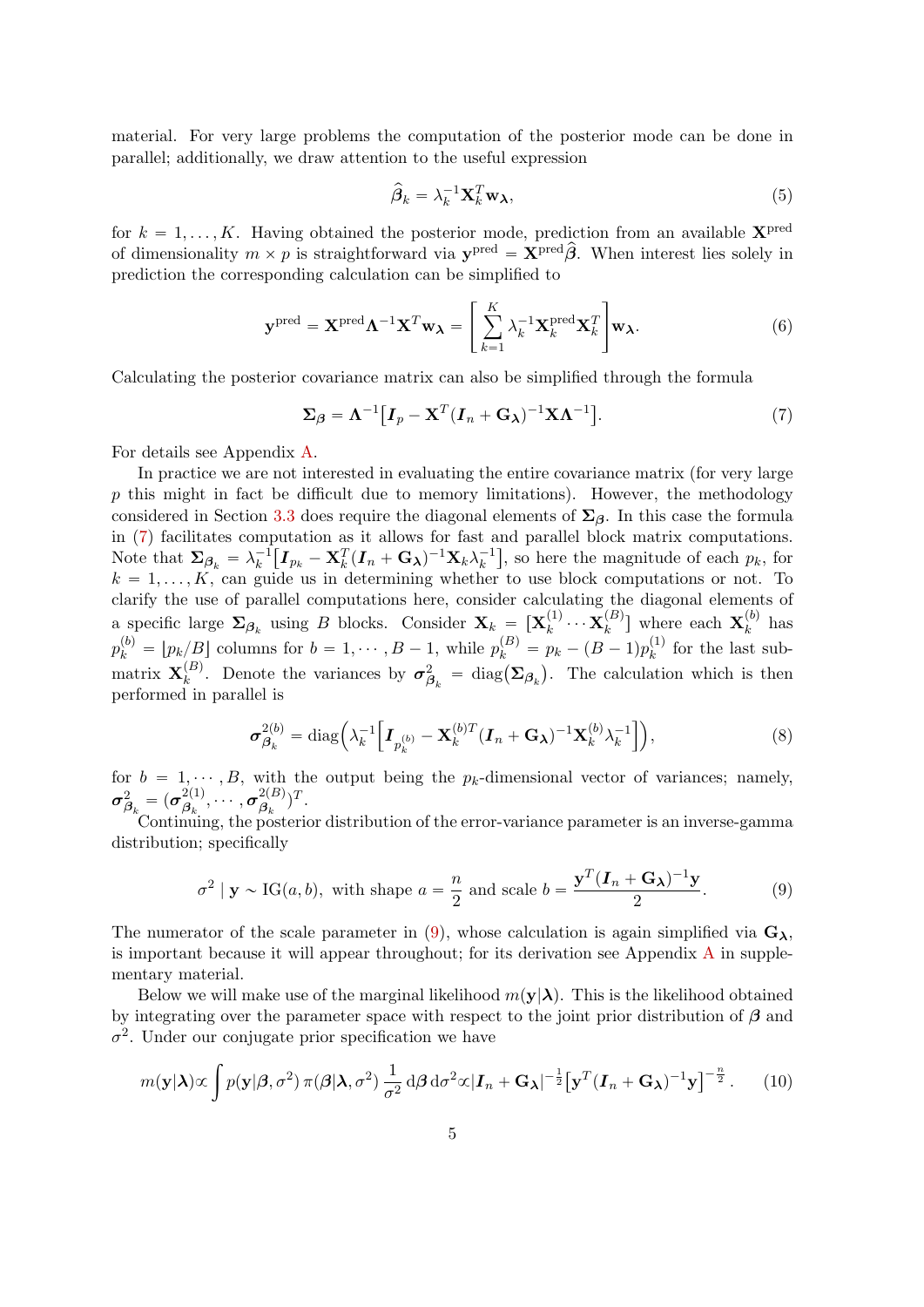material. For very large problems the computation of the posterior mode can be done in parallel; additionally, we draw attention to the useful expression

$$\widehat{\boldsymbol{\beta}}_k = \lambda_k^{-1}\mathbf{X}_k^T \mathbf{w}_{\boldsymbol{\lambda}}, \tag{5}$$

for $k = 1, \ldots, K$. Having obtained the posterior mode, prediction from an available $\mathbf{X}^{\text{pred}}$ of dimensionality $m \times p$ is straightforward via $\mathbf{y}^{\text{pred}} = \mathbf{X}^{\text{pred}}\widehat{\boldsymbol{\beta}}$. When interest lies solely in prediction the corresponding calculation can be simplified to

$$\mathbf{y}^{\text{pred}} = \mathbf{X}^{\text{pred}}\boldsymbol{\Lambda}^{-1}\mathbf{X}^T\mathbf{w}_{\boldsymbol{\lambda}} = \left[\sum_{k=1}^{K} \lambda_k^{-1}\mathbf{X}_k^{\text{pred}}\mathbf{X}_k^T\right]\mathbf{w}_{\boldsymbol{\lambda}}. \tag{6}$$

Calculating the posterior covariance matrix can also be simplified through the formula

$$\boldsymbol{\Sigma}_{\boldsymbol{\beta}} = \boldsymbol{\Lambda}^{-1}\big[\boldsymbol{I}_p - \mathbf{X}^T(\boldsymbol{I}_n + \mathbf{G}_{\boldsymbol{\lambda}})^{-1}\mathbf{X}\boldsymbol{\Lambda}^{-1}\big]. \tag{7}$$

For details see Appendix A.

In practice we are not interested in evaluating the entire covariance matrix (for very large $p$ this might in fact be difficult due to memory limitations). However, the methodology considered in Section 3.3 does require the diagonal elements of $\boldsymbol{\Sigma}_{\boldsymbol{\beta}}$. In this case the formula in (7) facilitates computation as it allows for fast and parallel block matrix computations. Note that $\boldsymbol{\Sigma}_{\boldsymbol{\beta}_k} = \lambda_k^{-1}\big[\boldsymbol{I}_{p_k} - \mathbf{X}_k^T(\boldsymbol{I}_n + \mathbf{G}_{\boldsymbol{\lambda}})^{-1}\mathbf{X}_k\lambda_k^{-1}\big]$, so here the magnitude of each $p_k$, for $k = 1, \ldots, K$, can guide us in determining whether to use block computations or not. To clarify the use of parallel computations here, consider calculating the diagonal elements of a specific large $\boldsymbol{\Sigma}_{\boldsymbol{\beta}_k}$ using $B$ blocks. Consider $\mathbf{X}_k = \big[\mathbf{X}_k^{(1)} \cdots \mathbf{X}_k^{(B)}\big]$ where each $\mathbf{X}_k^{(b)}$ has $p_k^{(b)} = \lfloor p_k/B \rfloor$ columns for $b = 1, \cdots, B-1$, while $p_k^{(B)} = p_k - (B-1)p_k^{(1)}$ for the last sub-matrix $\mathbf{X}_k^{(B)}$. Denote the variances by $\boldsymbol{\sigma}^2_{\boldsymbol{\beta}_k} = \text{diag}\big(\boldsymbol{\Sigma}_{\boldsymbol{\beta}_k}\big)$. The calculation which is then performed in parallel is

$$\boldsymbol{\sigma}^{2(b)}_{\boldsymbol{\beta}_k} = \text{diag}\Big(\lambda_k^{-1}\Big[\boldsymbol{I}_{p_k^{(b)}} - \mathbf{X}_k^{(b)T}(\boldsymbol{I}_n + \mathbf{G}_{\boldsymbol{\lambda}})^{-1}\mathbf{X}_k^{(b)}\lambda_k^{-1}\Big]\Big), \tag{8}$$

for $b = 1, \cdots, B$, with the output being the $p_k$-dimensional vector of variances; namely, $\boldsymbol{\sigma}^2_{\boldsymbol{\beta}_k} = (\boldsymbol{\sigma}^{2(1)}_{\boldsymbol{\beta}_k}, \cdots, \boldsymbol{\sigma}^{2(B)}_{\boldsymbol{\beta}_k})^T$.

Continuing, the posterior distribution of the error-variance parameter is an inverse-gamma distribution; specifically

$$\sigma^2 \mid \mathbf{y} \sim \text{IG}(a, b), \text{ with shape } a = \frac{n}{2} \text{ and scale } b = \frac{\mathbf{y}^T(\boldsymbol{I}_n + \mathbf{G}_{\boldsymbol{\lambda}})^{-1}\mathbf{y}}{2}. \tag{9}$$

The numerator of the scale parameter in (9), whose calculation is again simplified via $\mathbf{G}_{\boldsymbol{\lambda}}$, is important because it will appear throughout; for its derivation see Appendix A in supplementary material.

Below we will make use of the marginal likelihood $m(\mathbf{y}|\boldsymbol{\lambda})$. This is the likelihood obtained by integrating over the parameter space with respect to the joint prior distribution of $\boldsymbol{\beta}$ and $\sigma^2$. Under our conjugate prior specification we have

$$m(\mathbf{y}|\boldsymbol{\lambda}) \propto \int p(\mathbf{y}|\boldsymbol{\beta}, \sigma^2)\, \pi(\boldsymbol{\beta}|\boldsymbol{\lambda}, \sigma^2)\, \frac{1}{\sigma^2}\, \mathrm{d}\boldsymbol{\beta}\, \mathrm{d}\sigma^2 \propto |\boldsymbol{I}_n + \mathbf{G}_{\boldsymbol{\lambda}}|^{-\frac{1}{2}}\big[\mathbf{y}^T(\boldsymbol{I}_n + \mathbf{G}_{\boldsymbol{\lambda}})^{-1}\mathbf{y}\big]^{-\frac{n}{2}}. \tag{10}$$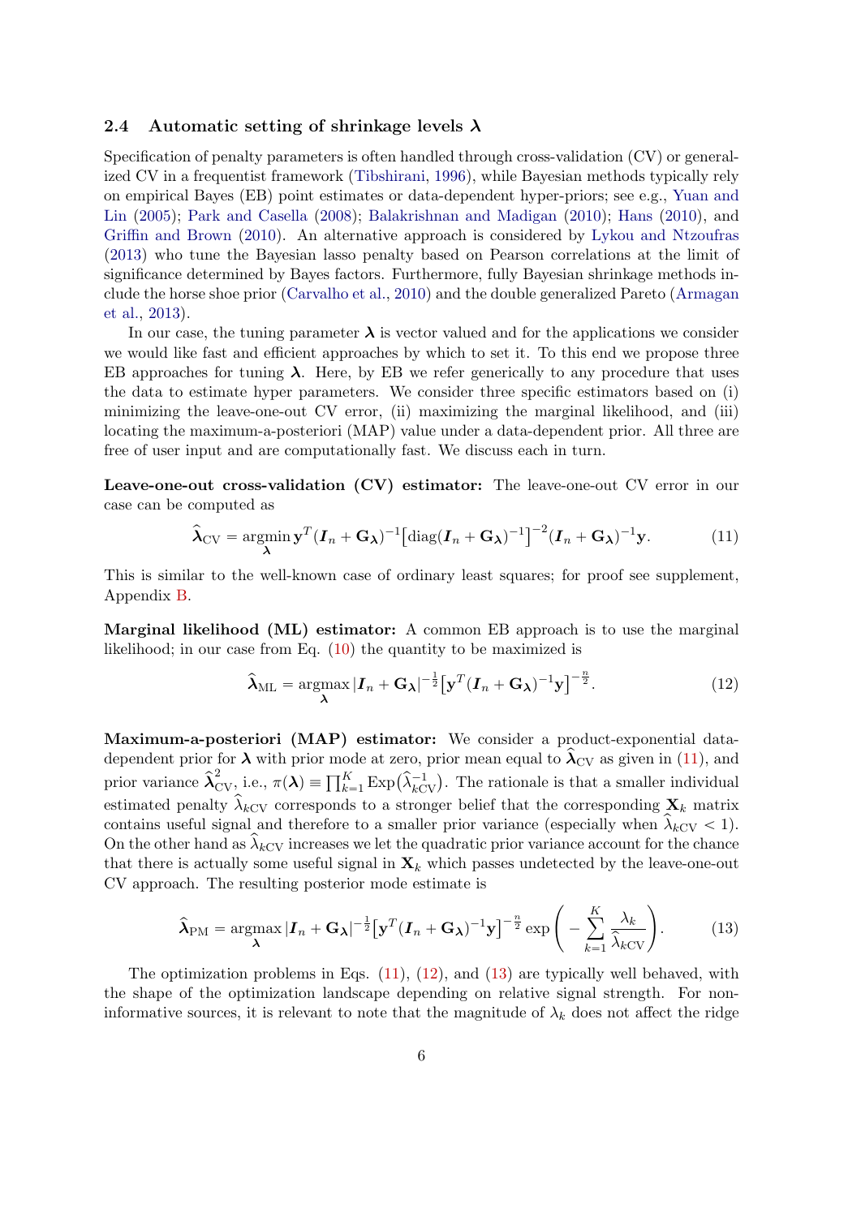### 2.4 Automatic setting of shrinkage levels $\boldsymbol{\lambda}$

Specification of penalty parameters is often handled through cross-validation (CV) or generalized CV in a frequentist framework (Tibshirani, 1996), while Bayesian methods typically rely on empirical Bayes (EB) point estimates or data-dependent hyper-priors; see e.g., Yuan and Lin (2005); Park and Casella (2008); Balakrishnan and Madigan (2010); Hans (2010), and Griffin and Brown (2010). An alternative approach is considered by Lykou and Ntzoufras (2013) who tune the Bayesian lasso penalty based on Pearson correlations at the limit of significance determined by Bayes factors. Furthermore, fully Bayesian shrinkage methods include the horse shoe prior (Carvalho et al., 2010) and the double generalized Pareto (Armagan et al., 2013).

In our case, the tuning parameter $\boldsymbol{\lambda}$ is vector valued and for the applications we consider we would like fast and efficient approaches by which to set it. To this end we propose three EB approaches for tuning $\boldsymbol{\lambda}$. Here, by EB we refer generically to any procedure that uses the data to estimate hyper parameters. We consider three specific estimators based on (i) minimizing the leave-one-out CV error, (ii) maximizing the marginal likelihood, and (iii) locating the maximum-a-posteriori (MAP) value under a data-dependent prior. All three are free of user input and are computationally fast. We discuss each in turn.

**Leave-one-out cross-validation (CV) estimator:** The leave-one-out CV error in our case can be computed as

$$\widehat{\boldsymbol{\lambda}}_{\mathrm{CV}} = \underset{\boldsymbol{\lambda}}{\operatorname{argmin}}\, \mathbf{y}^T(\boldsymbol{I}_n + \mathbf{G}_{\boldsymbol{\lambda}})^{-1}\big[\mathrm{diag}(\boldsymbol{I}_n + \mathbf{G}_{\boldsymbol{\lambda}})^{-1}\big]^{-2}(\boldsymbol{I}_n + \mathbf{G}_{\boldsymbol{\lambda}})^{-1}\mathbf{y}. \tag{11}$$

This is similar to the well-known case of ordinary least squares; for proof see supplement, Appendix B.

**Marginal likelihood (ML) estimator:** A common EB approach is to use the marginal likelihood; in our case from Eq. (10) the quantity to be maximized is

$$\widehat{\boldsymbol{\lambda}}_{\mathrm{ML}} = \underset{\boldsymbol{\lambda}}{\operatorname{argmax}}\, |\boldsymbol{I}_n + \mathbf{G}_{\boldsymbol{\lambda}}|^{-\frac{1}{2}}\big[\mathbf{y}^T(\boldsymbol{I}_n + \mathbf{G}_{\boldsymbol{\lambda}})^{-1}\mathbf{y}\big]^{-\frac{n}{2}}. \tag{12}$$

**Maximum-a-posteriori (MAP) estimator:** We consider a product-exponential data-dependent prior for $\boldsymbol{\lambda}$ with prior mode at zero, prior mean equal to $\widehat{\boldsymbol{\lambda}}_{\mathrm{CV}}$ as given in (11), and prior variance $\widehat{\boldsymbol{\lambda}}^2_{\mathrm{CV}}$, i.e., $\pi(\boldsymbol{\lambda}) \equiv \prod_{k=1}^{K} \mathrm{Exp}\big(\widehat{\lambda}_{k\mathrm{CV}}^{-1}\big)$. The rationale is that a smaller individual estimated penalty $\widehat{\lambda}_{k\mathrm{CV}}$ corresponds to a stronger belief that the corresponding $\mathbf{X}_k$ matrix contains useful signal and therefore to a smaller prior variance (especially when $\widehat{\lambda}_{k\mathrm{CV}} < 1$). On the other hand as $\widehat{\lambda}_{k\mathrm{CV}}$ increases we let the quadratic prior variance account for the chance that there is actually some useful signal in $\mathbf{X}_k$ which passes undetected by the leave-one-out CV approach. The resulting posterior mode estimate is

$$\widehat{\boldsymbol{\lambda}}_{\mathrm{PM}} = \underset{\boldsymbol{\lambda}}{\operatorname{argmax}}\, |\boldsymbol{I}_n + \mathbf{G}_{\boldsymbol{\lambda}}|^{-\frac{1}{2}}\big[\mathbf{y}^T(\boldsymbol{I}_n + \mathbf{G}_{\boldsymbol{\lambda}})^{-1}\mathbf{y}\big]^{-\frac{n}{2}} \exp\left(-\sum_{k=1}^{K}\frac{\lambda_k}{\widehat{\lambda}_{k\mathrm{CV}}}\right). \tag{13}$$

The optimization problems in Eqs. (11), (12), and (13) are typically well behaved, with the shape of the optimization landscape depending on relative signal strength. For non-informative sources, it is relevant to note that the magnitude of $\lambda_k$ does not affect the ridge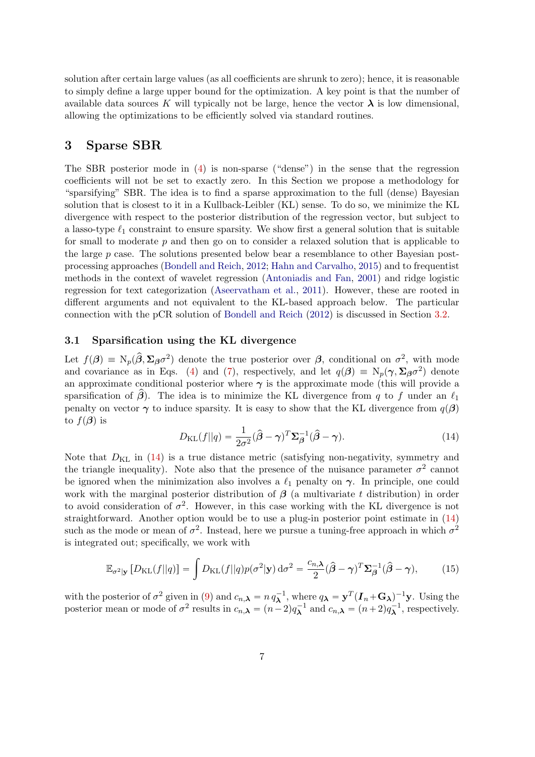solution after certain large values (as all coefficients are shrunk to zero); hence, it is reasonable to simply define a large upper bound for the optimization. A key point is that the number of available data sources $K$ will typically not be large, hence the vector $\boldsymbol{\lambda}$ is low dimensional, allowing the optimizations to be efficiently solved via standard routines.

## 3 Sparse SBR

The SBR posterior mode in (4) is non-sparse ("dense") in the sense that the regression coefficients will not be set to exactly zero. In this Section we propose a methodology for "sparsifying" SBR. The idea is to find a sparse approximation to the full (dense) Bayesian solution that is closest to it in a Kullback-Leibler (KL) sense. To do so, we minimize the KL divergence with respect to the posterior distribution of the regression vector, but subject to a lasso-type $\ell_1$ constraint to ensure sparsity. We show first a general solution that is suitable for small to moderate $p$ and then go on to consider a relaxed solution that is applicable to the large $p$ case. The solutions presented below bear a resemblance to other Bayesian post-processing approaches (Bondell and Reich, 2012; Hahn and Carvalho, 2015) and to frequentist methods in the context of wavelet regression (Antoniadis and Fan, 2001) and ridge logistic regression for text categorization (Aseervatham et al., 2011). However, these are rooted in different arguments and not equivalent to the KL-based approach below. The particular connection with the pCR solution of Bondell and Reich (2012) is discussed in Section 3.2.

### 3.1 Sparsification using the KL divergence

Let $f(\boldsymbol{\beta}) \equiv \mathrm{N}_p(\widehat{\boldsymbol{\beta}}, \boldsymbol{\Sigma}_{\boldsymbol{\beta}}\sigma^2)$ denote the true posterior over $\boldsymbol{\beta}$, conditional on $\sigma^2$, with mode and covariance as in Eqs. (4) and (7), respectively, and let $q(\boldsymbol{\beta}) \equiv \mathrm{N}_p(\boldsymbol{\gamma}, \boldsymbol{\Sigma}_{\boldsymbol{\beta}}\sigma^2)$ denote an approximate conditional posterior where $\boldsymbol{\gamma}$ is the approximate mode (this will provide a sparsification of $\widehat{\boldsymbol{\beta}}$). The idea is to minimize the KL divergence from $q$ to $f$ under an $\ell_1$ penalty on vector $\boldsymbol{\gamma}$ to induce sparsity. It is easy to show that the KL divergence from $q(\boldsymbol{\beta})$ to $f(\boldsymbol{\beta})$ is

$$D_{\mathrm{KL}}(f||q) = \frac{1}{2\sigma^2}(\widehat{\boldsymbol{\beta}} - \boldsymbol{\gamma})^T \boldsymbol{\Sigma}_{\boldsymbol{\beta}}^{-1}(\widehat{\boldsymbol{\beta}} - \boldsymbol{\gamma}). \tag{14}$$

Note that $D_{\mathrm{KL}}$ in (14) is a true distance metric (satisfying non-negativity, symmetry and the triangle inequality). Note also that the presence of the nuisance parameter $\sigma^2$ cannot be ignored when the minimization also involves a $\ell_1$ penalty on $\boldsymbol{\gamma}$. In principle, one could work with the marginal posterior distribution of $\boldsymbol{\beta}$ (a multivariate $t$ distribution) in order to avoid consideration of $\sigma^2$. However, in this case working with the KL divergence is not straightforward. Another option would be to use a plug-in posterior point estimate in (14) such as the mode or mean of $\sigma^2$. Instead, here we pursue a tuning-free approach in which $\sigma^2$ is integrated out; specifically, we work with

$$\mathbb{E}_{\sigma^2|\mathbf{y}}\left[D_{\mathrm{KL}}(f||q)\right] = \int D_{\mathrm{KL}}(f||q)p(\sigma^2|\mathbf{y})\,\mathrm{d}\sigma^2 = \frac{c_{n,\boldsymbol{\lambda}}}{2}(\widehat{\boldsymbol{\beta}} - \boldsymbol{\gamma})^T \boldsymbol{\Sigma}_{\boldsymbol{\beta}}^{-1}(\widehat{\boldsymbol{\beta}} - \boldsymbol{\gamma}), \tag{15}$$

with the posterior of $\sigma^2$ given in (9) and $c_{n,\boldsymbol{\lambda}} = n\, q_{\boldsymbol{\lambda}}^{-1}$, where $q_{\boldsymbol{\lambda}} = \mathbf{y}^T(\boldsymbol{I}_n + \mathbf{G}_{\boldsymbol{\lambda}})^{-1}\mathbf{y}$. Using the posterior mean or mode of $\sigma^2$ results in $c_{n,\boldsymbol{\lambda}} = (n-2)q_{\boldsymbol{\lambda}}^{-1}$ and $c_{n,\boldsymbol{\lambda}} = (n+2)q_{\boldsymbol{\lambda}}^{-1}$, respectively.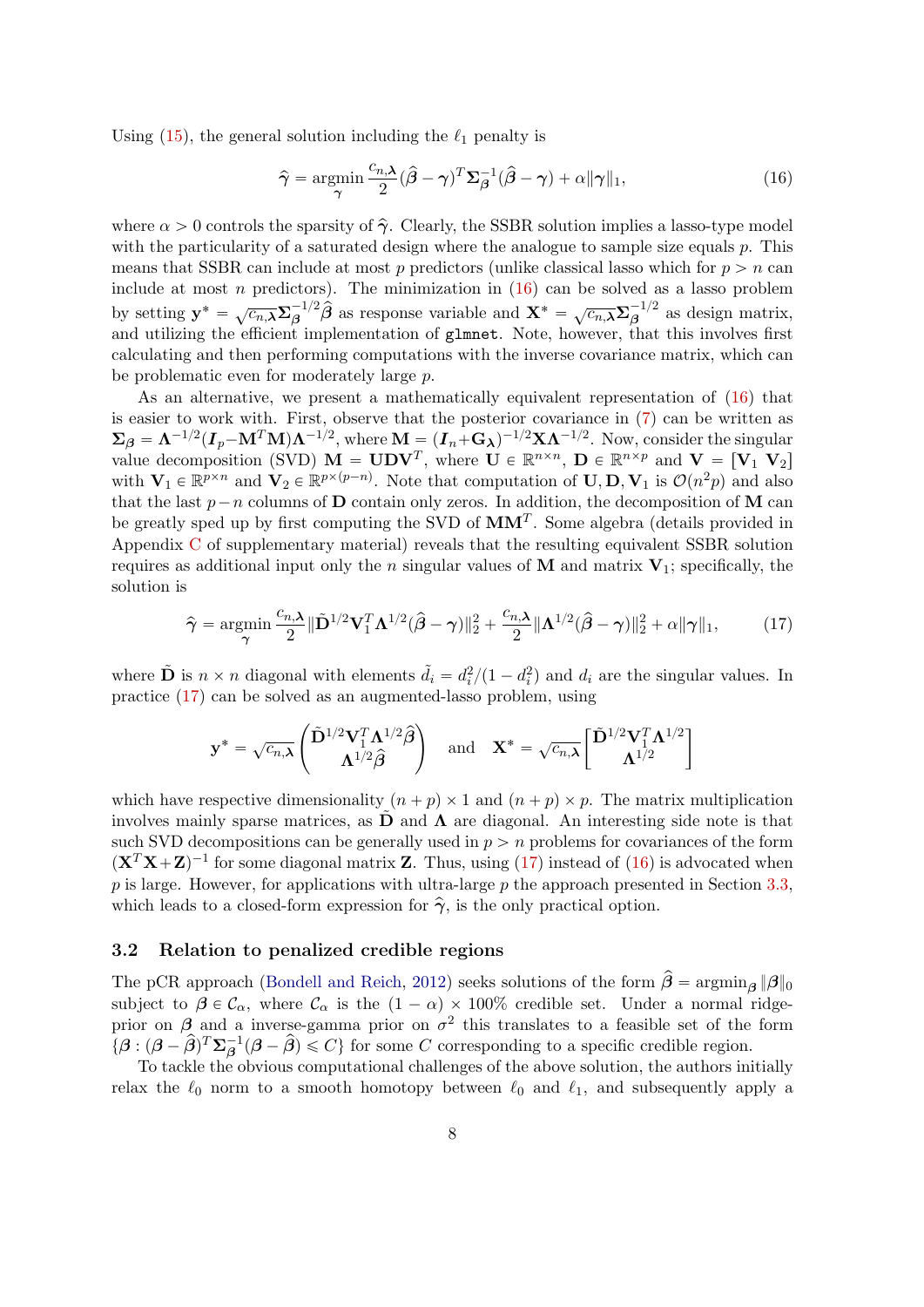Using (15), the general solution including the $\ell_1$ penalty is

$$\widehat{\boldsymbol{\gamma}} = \underset{\boldsymbol{\gamma}}{\operatorname{argmin}} \frac{c_{n,\boldsymbol{\lambda}}}{2}(\widehat{\boldsymbol{\beta}} - \boldsymbol{\gamma})^T \boldsymbol{\Sigma}_{\boldsymbol{\beta}}^{-1}(\widehat{\boldsymbol{\beta}} - \boldsymbol{\gamma}) + \alpha \|\boldsymbol{\gamma}\|_1, \tag{16}$$

where $\alpha > 0$ controls the sparsity of $\widehat{\boldsymbol{\gamma}}$. Clearly, the SSBR solution implies a lasso-type model with the particularity of a saturated design where the analogue to sample size equals $p$. This means that SSBR can include at most $p$ predictors (unlike classical lasso which for $p > n$ can include at most $n$ predictors). The minimization in (16) can be solved as a lasso problem by setting $\mathbf{y}^* = \sqrt{c_{n,\boldsymbol{\lambda}}}\boldsymbol{\Sigma}_{\boldsymbol{\beta}}^{-1/2}\widehat{\boldsymbol{\beta}}$ as response variable and $\mathbf{X}^* = \sqrt{c_{n,\boldsymbol{\lambda}}}\boldsymbol{\Sigma}_{\boldsymbol{\beta}}^{-1/2}$ as design matrix, and utilizing the efficient implementation of `glmnet`. Note, however, that this involves first calculating and then performing computations with the inverse covariance matrix, which can be problematic even for moderately large $p$.

As an alternative, we present a mathematically equivalent representation of (16) that is easier to work with. First, observe that the posterior covariance in (7) can be written as $\boldsymbol{\Sigma}_{\boldsymbol{\beta}} = \boldsymbol{\Lambda}^{-1/2}(\boldsymbol{I}_p - \mathbf{M}^T\mathbf{M})\boldsymbol{\Lambda}^{-1/2}$, where $\mathbf{M} = (\boldsymbol{I}_n + \mathbf{G}_{\boldsymbol{\lambda}})^{-1/2}\mathbf{X}\boldsymbol{\Lambda}^{-1/2}$. Now, consider the singular value decomposition (SVD) $\mathbf{M} = \mathbf{U}\mathbf{D}\mathbf{V}^T$, where $\mathbf{U} \in \mathbb{R}^{n\times n}$, $\mathbf{D} \in \mathbb{R}^{n\times p}$ and $\mathbf{V} = [\mathbf{V}_1\ \mathbf{V}_2]$ with $\mathbf{V}_1 \in \mathbb{R}^{p\times n}$ and $\mathbf{V}_2 \in \mathbb{R}^{p\times(p-n)}$. Note that computation of $\mathbf{U}, \mathbf{D}, \mathbf{V}_1$ is $\mathcal{O}(n^2p)$ and also that the last $p-n$ columns of $\mathbf{D}$ contain only zeros. In addition, the decomposition of $\mathbf{M}$ can be greatly sped up by first computing the SVD of $\mathbf{M}\mathbf{M}^T$. Some algebra (details provided in Appendix C of supplementary material) reveals that the resulting equivalent SSBR solution requires as additional input only the $n$ singular values of $\mathbf{M}$ and matrix $\mathbf{V}_1$; specifically, the solution is

$$\widehat{\boldsymbol{\gamma}} = \underset{\boldsymbol{\gamma}}{\operatorname{argmin}} \frac{c_{n,\boldsymbol{\lambda}}}{2}\|\tilde{\mathbf{D}}^{1/2}\mathbf{V}_1^T\boldsymbol{\Lambda}^{1/2}(\widehat{\boldsymbol{\beta}} - \boldsymbol{\gamma})\|_2^2 + \frac{c_{n,\boldsymbol{\lambda}}}{2}\|\boldsymbol{\Lambda}^{1/2}(\widehat{\boldsymbol{\beta}} - \boldsymbol{\gamma})\|_2^2 + \alpha\|\boldsymbol{\gamma}\|_1, \tag{17}$$

where $\tilde{\mathbf{D}}$ is $n \times n$ diagonal with elements $\tilde{d}_i = d_i^2/(1 - d_i^2)$ and $d_i$ are the singular values. In practice (17) can be solved as an augmented-lasso problem, using

$$\mathbf{y}^* = \sqrt{c_{n,\boldsymbol{\lambda}}}\begin{pmatrix}\tilde{\mathbf{D}}^{1/2}\mathbf{V}_1^T\boldsymbol{\Lambda}^{1/2}\widehat{\boldsymbol{\beta}} \\ \boldsymbol{\Lambda}^{1/2}\widehat{\boldsymbol{\beta}}\end{pmatrix} \quad \text{and} \quad \mathbf{X}^* = \sqrt{c_{n,\boldsymbol{\lambda}}}\begin{bmatrix}\tilde{\mathbf{D}}^{1/2}\mathbf{V}_1^T\boldsymbol{\Lambda}^{1/2} \\ \boldsymbol{\Lambda}^{1/2}\end{bmatrix}$$

which have respective dimensionality $(n+p)\times 1$ and $(n+p)\times p$. The matrix multiplication involves mainly sparse matrices, as $\tilde{\mathbf{D}}$ and $\boldsymbol{\Lambda}$ are diagonal. An interesting side note is that such SVD decompositions can be generally used in $p > n$ problems for covariances of the form $(\mathbf{X}^T\mathbf{X} + \mathbf{Z})^{-1}$ for some diagonal matrix $\mathbf{Z}$. Thus, using (17) instead of (16) is advocated when $p$ is large. However, for applications with ultra-large $p$ the approach presented in Section 3.3, which leads to a closed-form expression for $\widehat{\boldsymbol{\gamma}}$, is the only practical option.

### 3.2 Relation to penalized credible regions

The pCR approach (Bondell and Reich, 2012) seeks solutions of the form $\widehat{\boldsymbol{\beta}} = \operatorname{argmin}_{\boldsymbol{\beta}}\|\boldsymbol{\beta}\|_0$ subject to $\boldsymbol{\beta} \in \mathcal{C}_\alpha$, where $\mathcal{C}_\alpha$ is the $(1-\alpha)\times 100\%$ credible set. Under a normal ridge-prior on $\boldsymbol{\beta}$ and a inverse-gamma prior on $\sigma^2$ this translates to a feasible set of the form $\{\boldsymbol{\beta} : (\boldsymbol{\beta} - \widehat{\boldsymbol{\beta}})^T\boldsymbol{\Sigma}_{\boldsymbol{\beta}}^{-1}(\boldsymbol{\beta} - \widehat{\boldsymbol{\beta}}) \leqslant C\}$ for some $C$ corresponding to a specific credible region.

To tackle the obvious computational challenges of the above solution, the authors initially relax the $\ell_0$ norm to a smooth homotopy between $\ell_0$ and $\ell_1$, and subsequently apply a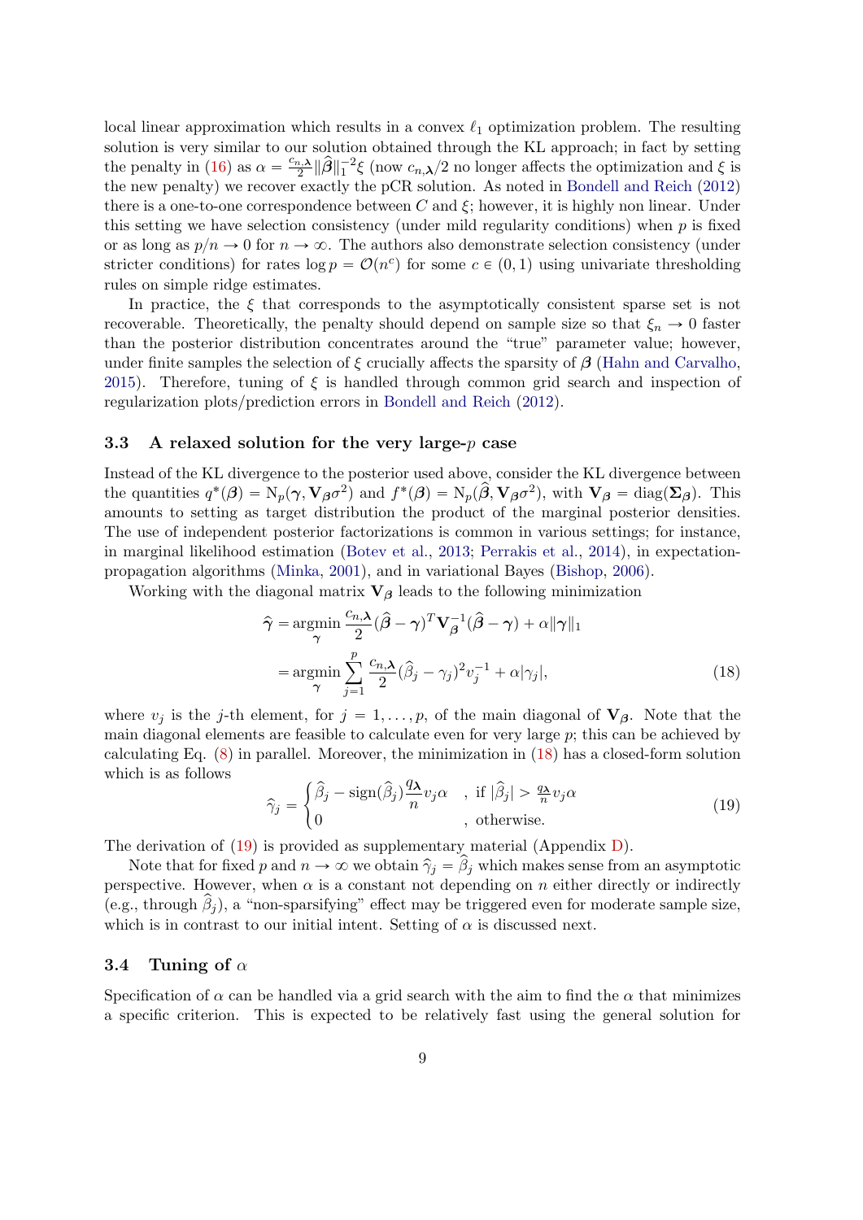local linear approximation which results in a convex $\ell_1$ optimization problem. The resulting solution is very similar to our solution obtained through the KL approach; in fact by setting the penalty in (16) as $\alpha = \frac{c_{n,\boldsymbol{\lambda}}}{2}\|\widehat{\boldsymbol{\beta}}\|_1^{-2}\xi$ (now $c_{n,\boldsymbol{\lambda}}/2$ no longer affects the optimization and $\xi$ is the new penalty) we recover exactly the pCR solution. As noted in Bondell and Reich (2012) there is a one-to-one correspondence between $C$ and $\xi$; however, it is highly non linear. Under this setting we have selection consistency (under mild regularity conditions) when $p$ is fixed or as long as $p/n \to 0$ for $n \to \infty$. The authors also demonstrate selection consistency (under stricter conditions) for rates $\log p = \mathcal{O}(n^c)$ for some $c \in (0, 1)$ using univariate thresholding rules on simple ridge estimates.

In practice, the $\xi$ that corresponds to the asymptotically consistent sparse set is not recoverable. Theoretically, the penalty should depend on sample size so that $\xi_n \to 0$ faster than the posterior distribution concentrates around the "true" parameter value; however, under finite samples the selection of $\xi$ crucially affects the sparsity of $\boldsymbol{\beta}$ (Hahn and Carvalho, 2015). Therefore, tuning of $\xi$ is handled through common grid search and inspection of regularization plots/prediction errors in Bondell and Reich (2012).

### 3.3 A relaxed solution for the very large-$p$ case

Instead of the KL divergence to the posterior used above, consider the KL divergence between the quantities $q^*(\boldsymbol{\beta}) = \mathrm{N}_p(\boldsymbol{\gamma}, \mathbf{V}_{\boldsymbol{\beta}}\sigma^2)$ and $f^*(\boldsymbol{\beta}) = \mathrm{N}_p(\widehat{\boldsymbol{\beta}}, \mathbf{V}_{\boldsymbol{\beta}}\sigma^2)$, with $\mathbf{V}_{\boldsymbol{\beta}} = \mathrm{diag}(\boldsymbol{\Sigma}_{\boldsymbol{\beta}})$. This amounts to setting as target distribution the product of the marginal posterior densities. The use of independent posterior factorizations is common in various settings; for instance, in marginal likelihood estimation (Botev et al., 2013; Perrakis et al., 2014), in expectation-propagation algorithms (Minka, 2001), and in variational Bayes (Bishop, 2006).

Working with the diagonal matrix $\mathbf{V}_{\boldsymbol{\beta}}$ leads to the following minimization

$$
\begin{aligned}
\widehat{\boldsymbol{\gamma}} &= \underset{\boldsymbol{\gamma}}{\operatorname{argmin}} \, \frac{c_{n,\boldsymbol{\lambda}}}{2}(\widehat{\boldsymbol{\beta}} - \boldsymbol{\gamma})^T \mathbf{V}_{\boldsymbol{\beta}}^{-1}(\widehat{\boldsymbol{\beta}} - \boldsymbol{\gamma}) + \alpha\|\boldsymbol{\gamma}\|_1 \\
&= \underset{\boldsymbol{\gamma}}{\operatorname{argmin}} \sum_{j=1}^{p} \frac{c_{n,\boldsymbol{\lambda}}}{2}(\widehat{\beta}_j - \gamma_j)^2 v_j^{-1} + \alpha|\gamma_j|, \qquad (18)
\end{aligned}
$$

where $v_j$ is the $j$-th element, for $j = 1, \ldots, p$, of the main diagonal of $\mathbf{V}_{\boldsymbol{\beta}}$. Note that the main diagonal elements are feasible to calculate even for very large $p$; this can be achieved by calculating Eq. (8) in parallel. Moreover, the minimization in (18) has a closed-form solution which is as follows

$$
\widehat{\gamma}_j = \begin{cases} \widehat{\beta}_j - \mathrm{sign}(\widehat{\beta}_j)\dfrac{q_{\boldsymbol{\lambda}}}{n}v_j\alpha & , \text{ if } |\widehat{\beta}_j| > \frac{q_{\boldsymbol{\lambda}}}{n}v_j\alpha \\ 0 & , \text{ otherwise.} \end{cases} \qquad (19)
$$

The derivation of (19) is provided as supplementary material (Appendix D).

Note that for fixed $p$ and $n \to \infty$ we obtain $\widehat{\gamma}_j = \widehat{\beta}_j$ which makes sense from an asymptotic perspective. However, when $\alpha$ is a constant not depending on $n$ either directly or indirectly (e.g., through $\widehat{\beta}_j$), a "non-sparsifying" effect may be triggered even for moderate sample size, which is in contrast to our initial intent. Setting of $\alpha$ is discussed next.

### 3.4 Tuning of $\alpha$

Specification of $\alpha$ can be handled via a grid search with the aim to find the $\alpha$ that minimizes a specific criterion. This is expected to be relatively fast using the general solution for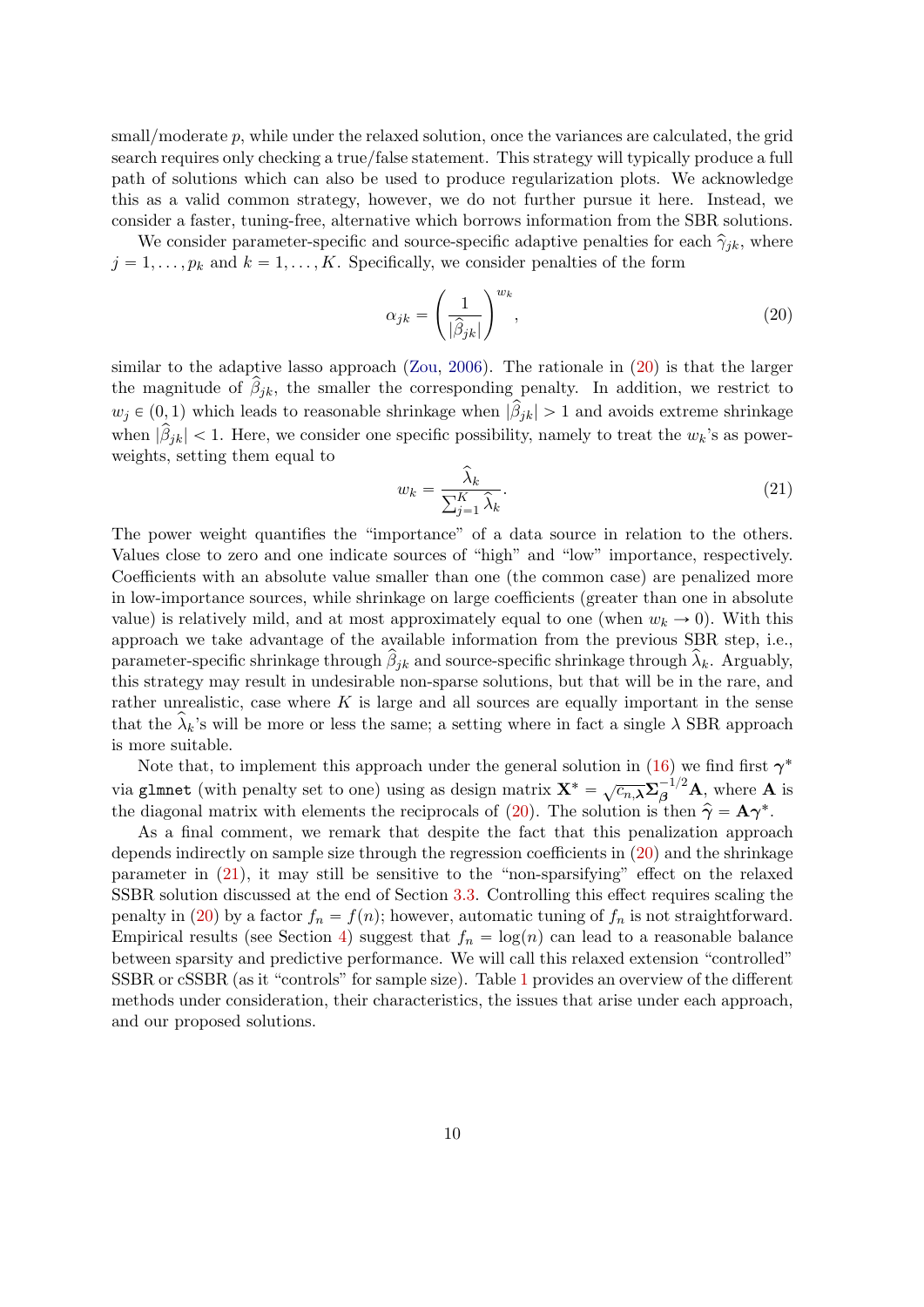small/moderate $p$, while under the relaxed solution, once the variances are calculated, the grid search requires only checking a true/false statement. This strategy will typically produce a full path of solutions which can also be used to produce regularization plots. We acknowledge this as a valid common strategy, however, we do not further pursue it here. Instead, we consider a faster, tuning-free, alternative which borrows information from the SBR solutions.

We consider parameter-specific and source-specific adaptive penalties for each $\widehat{\gamma}_{jk}$, where $j = 1, \ldots, p_k$ and $k = 1, \ldots, K$. Specifically, we consider penalties of the form

$$\alpha_{jk} = \left( \frac{1}{|\widehat{\beta}_{jk}|} \right)^{w_k}, \tag{20}$$

similar to the adaptive lasso approach (Zou, 2006). The rationale in (20) is that the larger the magnitude of $\widehat{\beta}_{jk}$, the smaller the corresponding penalty. In addition, we restrict to $w_j \in (0, 1)$ which leads to reasonable shrinkage when $|\widehat{\beta}_{jk}| > 1$ and avoids extreme shrinkage when $|\widehat{\beta}_{jk}| < 1$. Here, we consider one specific possibility, namely to treat the $w_k$'s as power-weights, setting them equal to

$$w_k = \frac{\widehat{\lambda}_k}{\sum_{j=1}^{K} \widehat{\lambda}_k}. \tag{21}$$

The power weight quantifies the "importance" of a data source in relation to the others. Values close to zero and one indicate sources of "high" and "low" importance, respectively. Coefficients with an absolute value smaller than one (the common case) are penalized more in low-importance sources, while shrinkage on large coefficients (greater than one in absolute value) is relatively mild, and at most approximately equal to one (when $w_k \to 0$). With this approach we take advantage of the available information from the previous SBR step, i.e., parameter-specific shrinkage through $\widehat{\beta}_{jk}$ and source-specific shrinkage through $\widehat{\lambda}_k$. Arguably, this strategy may result in undesirable non-sparse solutions, but that will be in the rare, and rather unrealistic, case where $K$ is large and all sources are equally important in the sense that the $\widehat{\lambda}_k$'s will be more or less the same; a setting where in fact a single $\lambda$ SBR approach is more suitable.

Note that, to implement this approach under the general solution in (16) we find first $\boldsymbol{\gamma}^*$ via `glmnet` (with penalty set to one) using as design matrix $\mathbf{X}^* = \sqrt{c_{n,\boldsymbol{\lambda}}}\boldsymbol{\Sigma}_{\boldsymbol{\beta}}^{-1/2}\mathbf{A}$, where $\mathbf{A}$ is the diagonal matrix with elements the reciprocals of (20). The solution is then $\widehat{\boldsymbol{\gamma}} = \mathbf{A}\boldsymbol{\gamma}^*$.

As a final comment, we remark that despite the fact that this penalization approach depends indirectly on sample size through the regression coefficients in (20) and the shrinkage parameter in (21), it may still be sensitive to the "non-sparsifying" effect on the relaxed SSBR solution discussed at the end of Section 3.3. Controlling this effect requires scaling the penalty in (20) by a factor $f_n = f(n)$; however, automatic tuning of $f_n$ is not straightforward. Empirical results (see Section 4) suggest that $f_n = \log(n)$ can lead to a reasonable balance between sparsity and predictive performance. We will call this relaxed extension "controlled" SSBR or cSSBR (as it "controls" for sample size). Table 1 provides an overview of the different methods under consideration, their characteristics, the issues that arise under each approach, and our proposed solutions.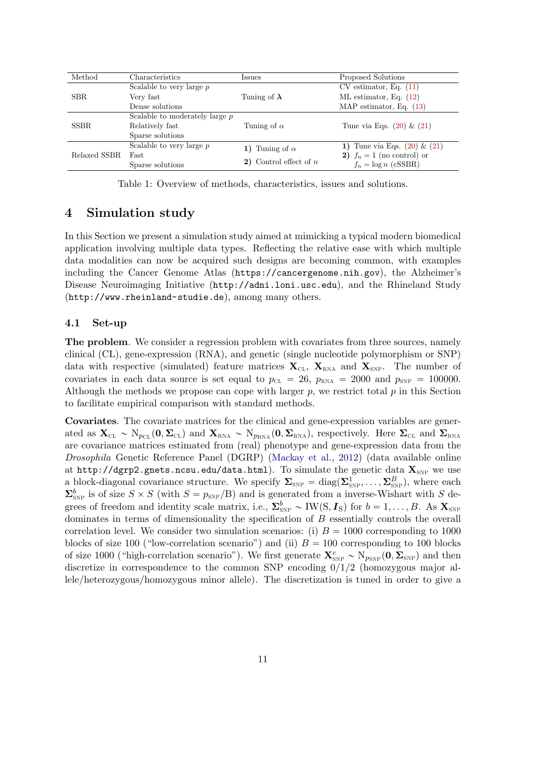| Method | Characteristics | Issues | Proposed Solutions |
|---|---|---|---|
| SBR | Scalable to very large $p$<br>Very fast<br>Dense solutions | Tuning of $\boldsymbol{\lambda}$ | CV estimator, Eq. (11)<br>ML estimator, Eq. (12)<br>MAP estimator, Eq. (13) |
| SSBR | Scalable to moderately large $p$<br>Relatively fast<br>Sparse solutions | Tuning of $\alpha$ | Tune via Eqs. (20) & (21) |
| Relaxed SSBR | Scalable to very large $p$<br>Fast<br>Sparse solutions | **1)** Tuning of $\alpha$<br>**2)** Control effect of $n$ | **1)** Tune via Eqs. (20) & (21)<br>**2)** $f_n = 1$ (no control) or $f_n = \log n$ (cSSBR) |

Table 1: Overview of methods, characteristics, issues and solutions.

# 4 Simulation study

In this Section we present a simulation study aimed at mimicking a typical modern biomedical application involving multiple data types. Reflecting the relative ease with which multiple data modalities can now be acquired such designs are becoming common, with examples including the Cancer Genome Atlas (`https://cancergenome.nih.gov`), the Alzheimer's Disease Neuroimaging Initiative (`http://adni.loni.usc.edu`), and the Rhineland Study (`http://www.rheinland-studie.de`), among many others.

## 4.1 Set-up

**The problem**. We consider a regression problem with covariates from three sources, namely clinical (CL), gene-expression (RNA), and genetic (single nucleotide polymorphism or SNP) data with respective (simulated) feature matrices $\mathbf{X}_{\text{CL}}$, $\mathbf{X}_{\text{RNA}}$ and $\mathbf{X}_{\text{SNP}}$. The number of covariates in each data source is set equal to $p_{\text{CL}} = 26$, $p_{\text{RNA}} = 2000$ and $p_{\text{SNP}} = 100000$. Although the methods we propose can cope with larger $p$, we restrict total $p$ in this Section to facilitate empirical comparison with standard methods.

**Covariates**. The covariate matrices for the clinical and gene-expression variables are generated as $\mathbf{X}_{\text{CL}} \sim \text{N}_{p_{\text{CL}}}(\mathbf{0}, \boldsymbol{\Sigma}_{\text{CL}})$ and $\mathbf{X}_{\text{RNA}} \sim \text{N}_{p_{\text{RNA}}}(\mathbf{0}, \boldsymbol{\Sigma}_{\text{RNA}})$, respectively. Here $\boldsymbol{\Sigma}_{\text{CL}}$ and $\boldsymbol{\Sigma}_{\text{RNA}}$ are covariance matrices estimated from (real) phenotype and gene-expression data from the *Drosophila* Genetic Reference Panel (DGRP) (Mackay et al., 2012) (data available online at `http://dgrp2.gnets.ncsu.edu/data.html`). To simulate the genetic data $\mathbf{X}_{\text{SNP}}$ we use a block-diagonal covariance structure. We specify $\boldsymbol{\Sigma}_{\text{SNP}} = \text{diag}(\boldsymbol{\Sigma}^1_{\text{SNP}}, \ldots, \boldsymbol{\Sigma}^B_{\text{SNP}})$, where each $\boldsymbol{\Sigma}^b_{\text{SNP}}$ is of size $S \times S$ (with $S = p_{\text{SNP}}/\text{B}$) and is generated from a inverse-Wishart with $S$ degrees of freedom and identity scale matrix, i.e., $\boldsymbol{\Sigma}^b_{\text{SNP}} \sim \text{IW}(\text{S}, \boldsymbol{I}_\text{S})$ for $b = 1, \ldots, B$. As $\mathbf{X}_{\text{SNP}}$ dominates in terms of dimensionality the specification of $B$ essentially controls the overall correlation level. We consider two simulation scenarios: (i) $B = 1000$ corresponding to 1000 blocks of size 100 ("low-correlation scenario") and (ii) $B = 100$ corresponding to 100 blocks of size 1000 ("high-correlation scenario"). We first generate $\mathbf{X}^c_{\text{SNP}} \sim \text{N}_{p_{\text{SNP}}}(\mathbf{0}, \boldsymbol{\Sigma}_{\text{SNP}})$ and then discretize in correspondence to the common SNP encoding 0/1/2 (homozygous major allele/heterozygous/homozygous minor allele). The discretization is tuned in order to give a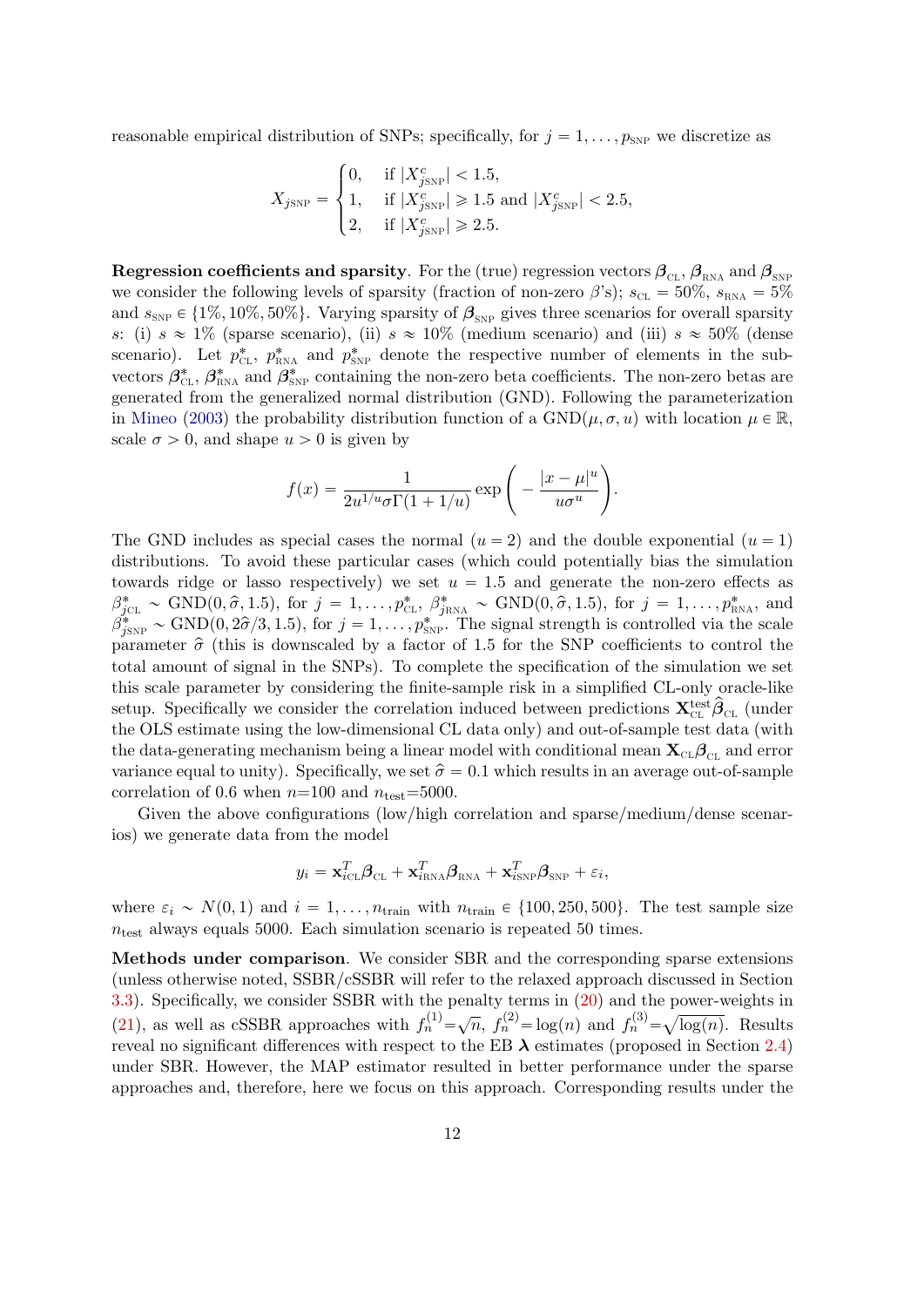reasonable empirical distribution of SNPs; specifically, for $j = 1, \dots, p_{\text{SNP}}$ we discretize as

$$X_{j\text{SNP}} = \begin{cases} 0, & \text{if } |X^c_{j\text{SNP}}| < 1.5, \\ 1, & \text{if } |X^c_{j\text{SNP}}| \geqslant 1.5 \text{ and } |X^c_{j\text{SNP}}| < 2.5, \\ 2, & \text{if } |X^c_{j\text{SNP}}| \geqslant 2.5. \end{cases}$$

**Regression coefficients and sparsity**. For the (true) regression vectors $\boldsymbol{\beta}_{\text{CL}}$, $\boldsymbol{\beta}_{\text{RNA}}$ and $\boldsymbol{\beta}_{\text{SNP}}$ we consider the following levels of sparsity (fraction of non-zero $\beta$'s); $s_{\text{CL}} = 50\%$, $s_{\text{RNA}} = 5\%$ and $s_{\text{SNP}} \in \{1\%, 10\%, 50\%\}$. Varying sparsity of $\boldsymbol{\beta}_{\text{SNP}}$ gives three scenarios for overall sparsity $s$: (i) $s \approx 1\%$ (sparse scenario), (ii) $s \approx 10\%$ (medium scenario) and (iii) $s \approx 50\%$ (dense scenario). Let $p^*_{\text{CL}}$, $p^*_{\text{RNA}}$ and $p^*_{\text{SNP}}$ denote the respective number of elements in the sub-vectors $\boldsymbol{\beta}^*_{\text{CL}}$, $\boldsymbol{\beta}^*_{\text{RNA}}$ and $\boldsymbol{\beta}^*_{\text{SNP}}$ containing the non-zero beta coefficients. The non-zero betas are generated from the generalized normal distribution (GND). Following the parameterization in Mineo (2003) the probability distribution function of a $\text{GND}(\mu, \sigma, u)$ with location $\mu \in \mathbb{R}$, scale $\sigma > 0$, and shape $u > 0$ is given by

$$f(x) = \frac{1}{2u^{1/u}\sigma\Gamma(1 + 1/u)} \exp\left( - \frac{|x - \mu|^u}{u\sigma^u} \right).$$

The GND includes as special cases the normal ($u = 2$) and the double exponential ($u = 1$) distributions. To avoid these particular cases (which could potentially bias the simulation towards ridge or lasso respectively) we set $u = 1.5$ and generate the non-zero effects as $\beta^*_{j\text{CL}} \sim \text{GND}(0, \widehat{\sigma}, 1.5)$, for $j = 1, \dots, p^*_{\text{CL}}$, $\beta^*_{j\text{RNA}} \sim \text{GND}(0, \widehat{\sigma}, 1.5)$, for $j = 1, \dots, p^*_{\text{RNA}}$, and $\beta^*_{j\text{SNP}} \sim \text{GND}(0, 2\widehat{\sigma}/3, 1.5)$, for $j = 1, \dots, p^*_{\text{SNP}}$. The signal strength is controlled via the scale parameter $\widehat{\sigma}$ (this is downscaled by a factor of 1.5 for the SNP coefficients to control the total amount of signal in the SNPs). To complete the specification of the simulation we set this scale parameter by considering the finite-sample risk in a simplified CL-only oracle-like setup. Specifically we consider the correlation induced between predictions $\mathbf{X}^{\text{test}}_{\text{CL}}\widehat{\boldsymbol{\beta}}_{\text{CL}}$ (under the OLS estimate using the low-dimensional CL data only) and out-of-sample test data (with the data-generating mechanism being a linear model with conditional mean $\mathbf{X}_{\text{CL}}\boldsymbol{\beta}_{\text{CL}}$ and error variance equal to unity). Specifically, we set $\widehat{\sigma} = 0.1$ which results in an average out-of-sample correlation of 0.6 when $n$=100 and $n_{\text{test}}$=5000.

Given the above configurations (low/high correlation and sparse/medium/dense scenarios) we generate data from the model

$$y_i = \mathbf{x}^T_{i\text{CL}}\boldsymbol{\beta}_{\text{CL}} + \mathbf{x}^T_{i\text{RNA}}\boldsymbol{\beta}_{\text{RNA}} + \mathbf{x}^T_{i\text{SNP}}\boldsymbol{\beta}_{\text{SNP}} + \varepsilon_i,$$

where $\varepsilon_i \sim N(0, 1)$ and $i = 1, \dots, n_{\text{train}}$ with $n_{\text{train}} \in \{100, 250, 500\}$. The test sample size $n_{\text{test}}$ always equals 5000. Each simulation scenario is repeated 50 times.

**Methods under comparison**. We consider SBR and the corresponding sparse extensions (unless otherwise noted, SSBR/cSSBR will refer to the relaxed approach discussed in Section 3.3). Specifically, we consider SSBR with the penalty terms in (20) and the power-weights in (21), as well as cSSBR approaches with $f^{(1)}_n = \sqrt{n}$, $f^{(2)}_n = \log(n)$ and $f^{(3)}_n = \sqrt{\log(n)}$. Results reveal no significant differences with respect to the EB $\boldsymbol{\lambda}$ estimates (proposed in Section 2.4) under SBR. However, the MAP estimator resulted in better performance under the sparse approaches and, therefore, here we focus on this approach. Corresponding results under the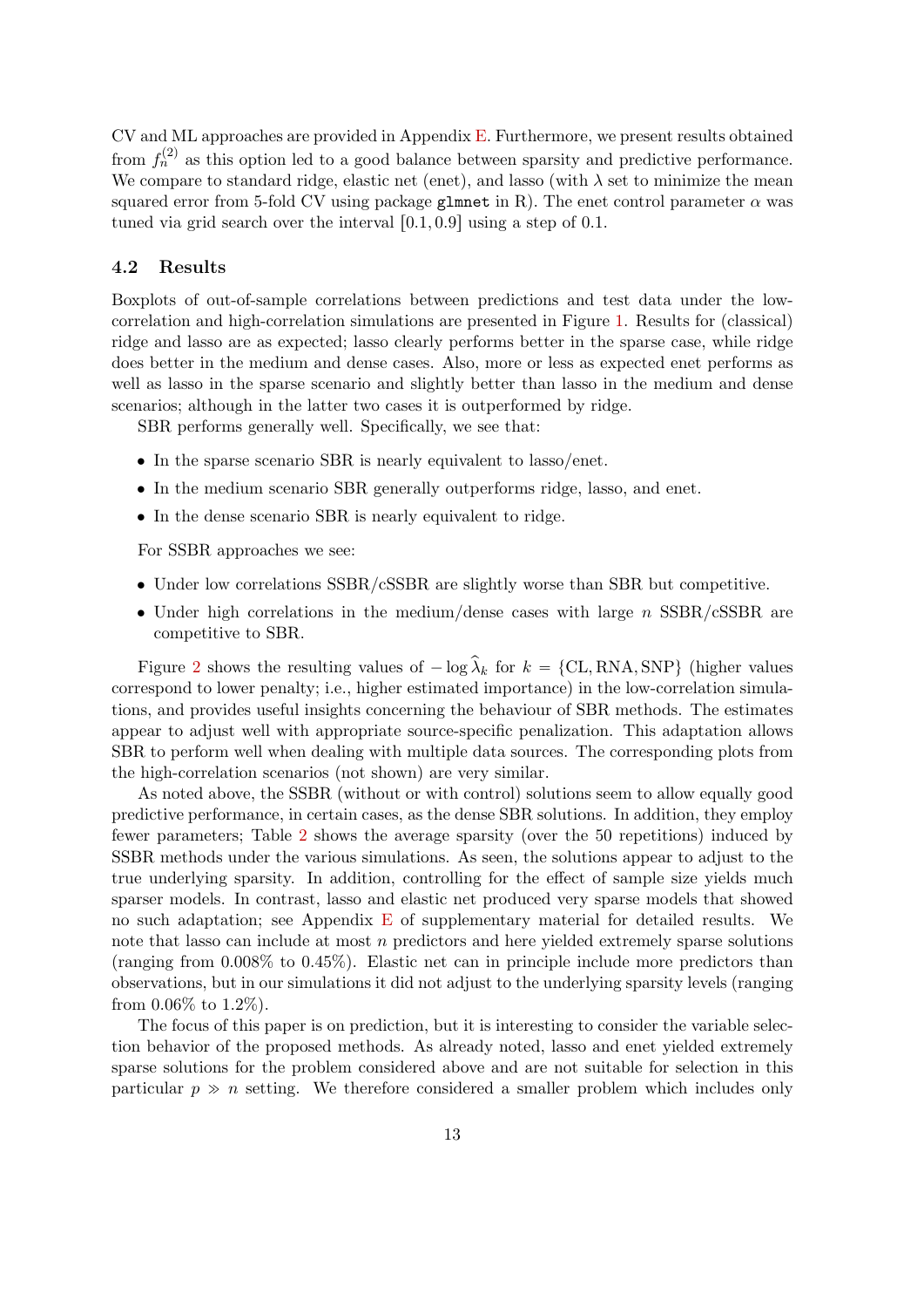CV and ML approaches are provided in Appendix E. Furthermore, we present results obtained from $f_n^{(2)}$ as this option led to a good balance between sparsity and predictive performance. We compare to standard ridge, elastic net (enet), and lasso (with $\lambda$ set to minimize the mean squared error from 5-fold CV using package `glmnet` in R). The enet control parameter $\alpha$ was tuned via grid search over the interval $[0.1, 0.9]$ using a step of 0.1.

### 4.2 Results

Boxplots of out-of-sample correlations between predictions and test data under the low-correlation and high-correlation simulations are presented in Figure 1. Results for (classical) ridge and lasso are as expected; lasso clearly performs better in the sparse case, while ridge does better in the medium and dense cases. Also, more or less as expected enet performs as well as lasso in the sparse scenario and slightly better than lasso in the medium and dense scenarios; although in the latter two cases it is outperformed by ridge.

SBR performs generally well. Specifically, we see that:

- In the sparse scenario SBR is nearly equivalent to lasso/enet.
- In the medium scenario SBR generally outperforms ridge, lasso, and enet.
- In the dense scenario SBR is nearly equivalent to ridge.

For SSBR approaches we see:

- Under low correlations SSBR/cSSBR are slightly worse than SBR but competitive.
- Under high correlations in the medium/dense cases with large $n$ SSBR/cSSBR are competitive to SBR.

Figure 2 shows the resulting values of $-\log\widehat{\lambda}_k$ for $k = \{\text{CL}, \text{RNA}, \text{SNP}\}$ (higher values correspond to lower penalty; i.e., higher estimated importance) in the low-correlation simulations, and provides useful insights concerning the behaviour of SBR methods. The estimates appear to adjust well with appropriate source-specific penalization. This adaptation allows SBR to perform well when dealing with multiple data sources. The corresponding plots from the high-correlation scenarios (not shown) are very similar.

As noted above, the SSBR (without or with control) solutions seem to allow equally good predictive performance, in certain cases, as the dense SBR solutions. In addition, they employ fewer parameters; Table 2 shows the average sparsity (over the 50 repetitions) induced by SSBR methods under the various simulations. As seen, the solutions appear to adjust to the true underlying sparsity. In addition, controlling for the effect of sample size yields much sparser models. In contrast, lasso and elastic net produced very sparse models that showed no such adaptation; see Appendix E of supplementary material for detailed results. We note that lasso can include at most $n$ predictors and here yielded extremely sparse solutions (ranging from 0.008% to 0.45%). Elastic net can in principle include more predictors than observations, but in our simulations it did not adjust to the underlying sparsity levels (ranging from 0.06% to 1.2%).

The focus of this paper is on prediction, but it is interesting to consider the variable selection behavior of the proposed methods. As already noted, lasso and enet yielded extremely sparse solutions for the problem considered above and are not suitable for selection in this particular $p \gg n$ setting. We therefore considered a smaller problem which includes only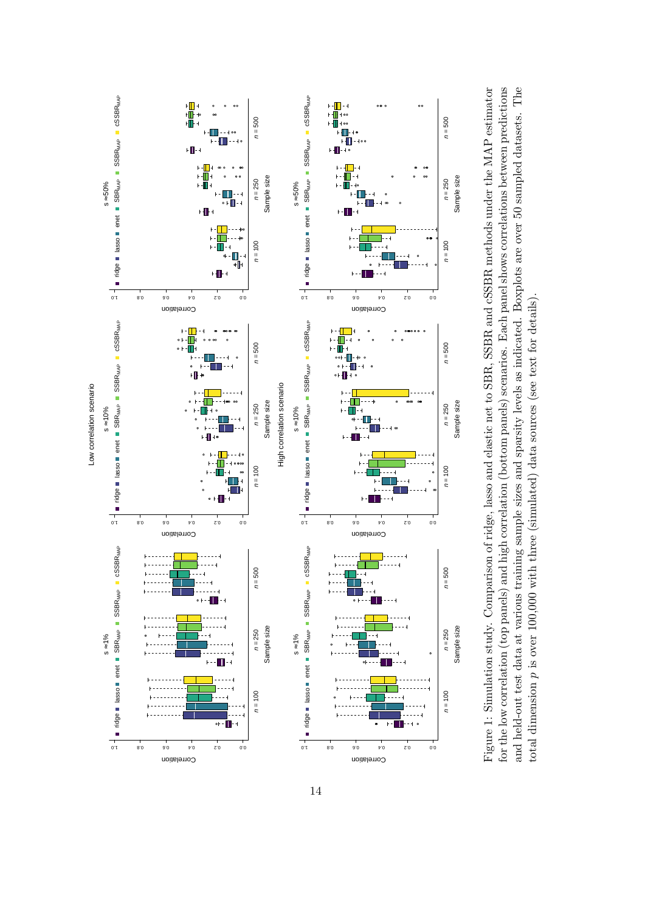Figure 1: Simulation study. Comparison of ridge, lasso and elastic net to SBR, SSBR and cSSBR methods under the MAP estimator for the low correlation (top panels) and high correlation (bottom panels) scenarios. Each panel shows correlations between predictions and held-out test data at various training sample sizes and sparsity levels as indicated. Boxplots are over 50 sampled datasets. The total dimension $p$ is over 100,000 with three (simulated) data sources (see text for details).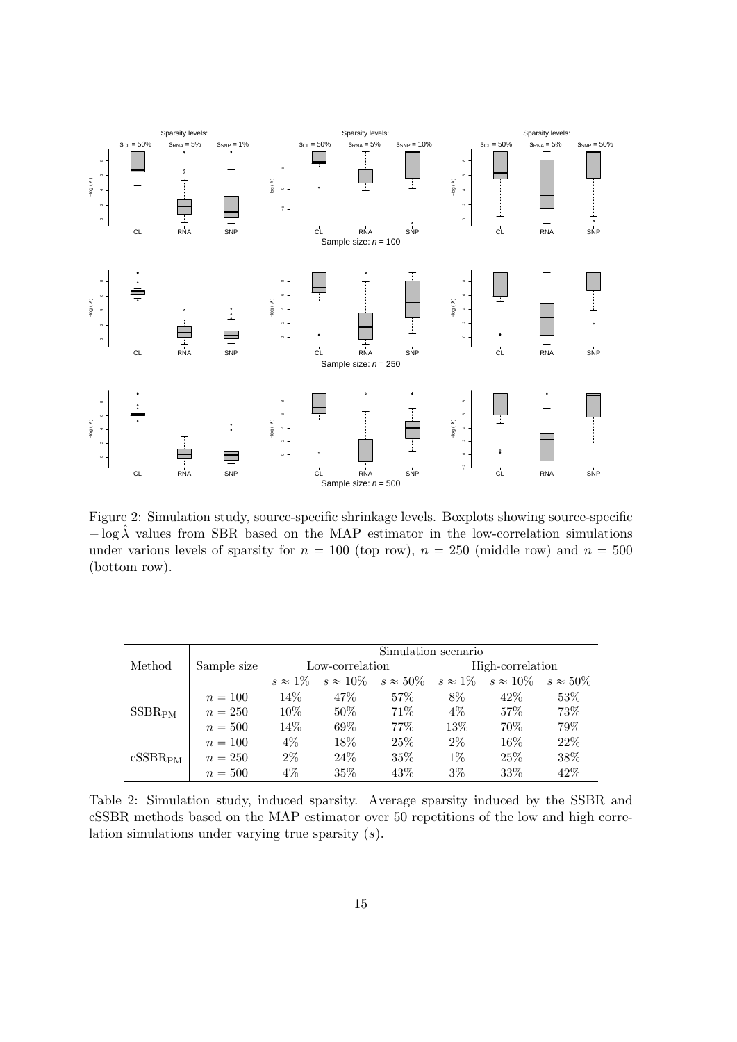Figure 2: Simulation study, source-specific shrinkage levels. Boxplots showing source-specific $-\log \hat{\lambda}$ values from SBR based on the MAP estimator in the low-correlation simulations under various levels of sparsity for $n = 100$ (top row), $n = 250$ (middle row) and $n = 500$ (bottom row).

| Method | Sample size | Simulation scenario | | | | | |
|---|---|---|---|---|---|---|---|
| | | Low-correlation | | | High-correlation | | |
| | | $s \approx 1\%$ | $s \approx 10\%$ | $s \approx 50\%$ | $s \approx 1\%$ | $s \approx 10\%$ | $s \approx 50\%$ |
| $\text{SSBR}_{\text{PM}}$ | $n = 100$ | 14% | 47% | 57% | 8% | 42% | 53% |
| | $n = 250$ | 10% | 50% | 71% | 4% | 57% | 73% |
| | $n = 500$ | 14% | 69% | 77% | 13% | 70% | 79% |
| $\text{cSSBR}_{\text{PM}}$ | $n = 100$ | 4% | 18% | 25% | 2% | 16% | 22% |
| | $n = 250$ | 2% | 24% | 35% | 1% | 25% | 38% |
| | $n = 500$ | 4% | 35% | 43% | 3% | 33% | 42% |

Table 2: Simulation study, induced sparsity. Average sparsity induced by the SSBR and cSSBR methods based on the MAP estimator over 50 repetitions of the low and high correlation simulations under varying true sparsity ($s$).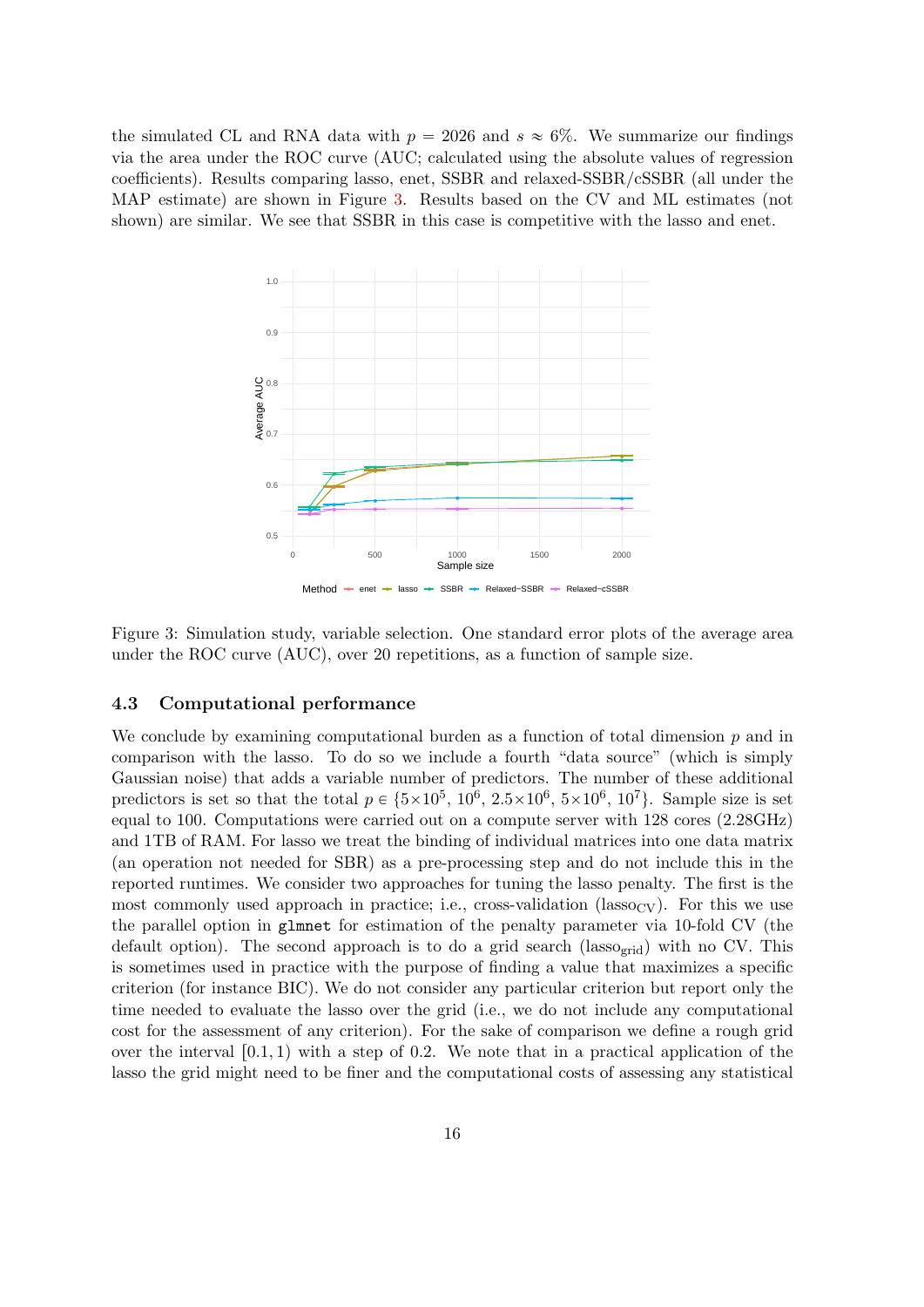the simulated CL and RNA data with $p = 2026$ and $s \approx 6\%$. We summarize our findings via the area under the ROC curve (AUC; calculated using the absolute values of regression coefficients). Results comparing lasso, enet, SSBR and relaxed-SSBR/cSSBR (all under the MAP estimate) are shown in Figure 3. Results based on the CV and ML estimates (not shown) are similar. We see that SSBR in this case is competitive with the lasso and enet.

Figure 3: Simulation study, variable selection. One standard error plots of the average area under the ROC curve (AUC), over 20 repetitions, as a function of sample size.

### 4.3 Computational performance

We conclude by examining computational burden as a function of total dimension $p$ and in comparison with the lasso. To do so we include a fourth "data source" (which is simply Gaussian noise) that adds a variable number of predictors. The number of these additional predictors is set so that the total $p \in \{5\times10^5, 10^6, 2.5\times10^6, 5\times10^6, 10^7\}$. Sample size is set equal to 100. Computations were carried out on a compute server with 128 cores (2.28GHz) and 1TB of RAM. For lasso we treat the binding of individual matrices into one data matrix (an operation not needed for SBR) as a pre-processing step and do not include this in the reported runtimes. We consider two approaches for tuning the lasso penalty. The first is the most commonly used approach in practice; i.e., cross-validation ($\text{lasso}_{\text{CV}}$). For this we use the parallel option in `glmnet` for estimation of the penalty parameter via 10-fold CV (the default option). The second approach is to do a grid search ($\text{lasso}_{\text{grid}}$) with no CV. This is sometimes used in practice with the purpose of finding a value that maximizes a specific criterion (for instance BIC). We do not consider any particular criterion but report only the time needed to evaluate the lasso over the grid (i.e., we do not include any computational cost for the assessment of any criterion). For the sake of comparison we define a rough grid over the interval $[0.1, 1)$ with a step of 0.2. We note that in a practical application of the lasso the grid might need to be finer and the computational costs of assessing any statistical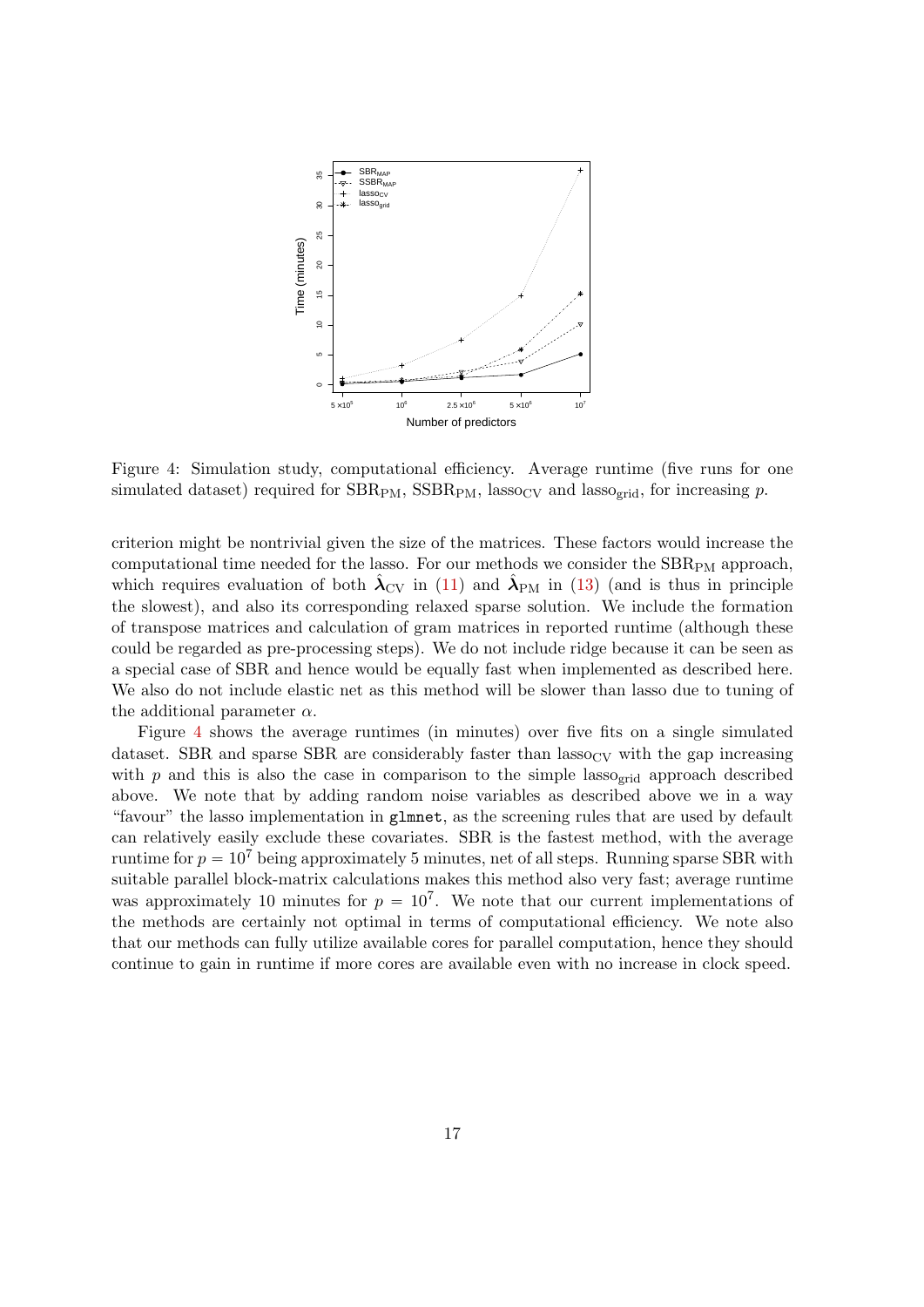Figure 4: Simulation study, computational efficiency. Average runtime (five runs for one simulated dataset) required for $\text{SBR}_{\text{PM}}$, $\text{SSBR}_{\text{PM}}$, $\text{lasso}_{\text{CV}}$ and $\text{lasso}_{\text{grid}}$, for increasing $p$.

criterion might be nontrivial given the size of the matrices. These factors would increase the computational time needed for the lasso. For our methods we consider the $\text{SBR}_{\text{PM}}$ approach, which requires evaluation of both $\hat{\boldsymbol{\lambda}}_{\text{CV}}$ in (11) and $\hat{\boldsymbol{\lambda}}_{\text{PM}}$ in (13) (and is thus in principle the slowest), and also its corresponding relaxed sparse solution. We include the formation of transpose matrices and calculation of gram matrices in reported runtime (although these could be regarded as pre-processing steps). We do not include ridge because it can be seen as a special case of SBR and hence would be equally fast when implemented as described here. We also do not include elastic net as this method will be slower than lasso due to tuning of the additional parameter $\alpha$.

Figure 4 shows the average runtimes (in minutes) over five fits on a single simulated dataset. SBR and sparse SBR are considerably faster than $\text{lasso}_{\text{CV}}$ with the gap increasing with $p$ and this is also the case in comparison to the simple $\text{lasso}_{\text{grid}}$ approach described above. We note that by adding random noise variables as described above we in a way "favour" the lasso implementation in `glmnet`, as the screening rules that are used by default can relatively easily exclude these covariates. SBR is the fastest method, with the average runtime for $p = 10^7$ being approximately 5 minutes, net of all steps. Running sparse SBR with suitable parallel block-matrix calculations makes this method also very fast; average runtime was approximately 10 minutes for $p = 10^7$. We note that our current implementations of the methods are certainly not optimal in terms of computational efficiency. We note also that our methods can fully utilize available cores for parallel computation, hence they should continue to gain in runtime if more cores are available even with no increase in clock speed.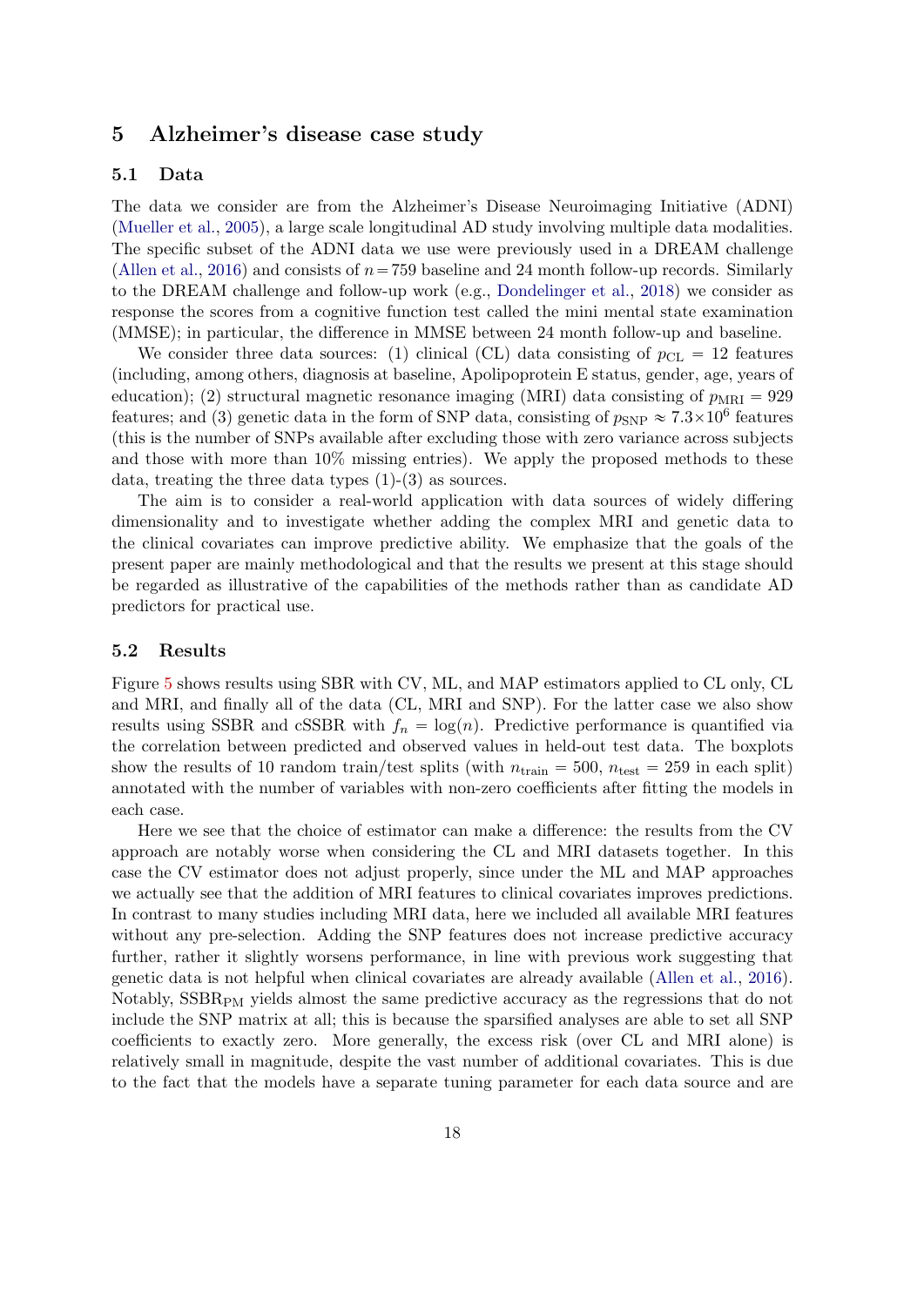# 5 Alzheimer's disease case study

## 5.1 Data

The data we consider are from the Alzheimer's Disease Neuroimaging Initiative (ADNI) (Mueller et al., 2005), a large scale longitudinal AD study involving multiple data modalities. The specific subset of the ADNI data we use were previously used in a DREAM challenge (Allen et al., 2016) and consists of $n = 759$ baseline and 24 month follow-up records. Similarly to the DREAM challenge and follow-up work (e.g., Dondelinger et al., 2018) we consider as response the scores from a cognitive function test called the mini mental state examination (MMSE); in particular, the difference in MMSE between 24 month follow-up and baseline.

We consider three data sources: (1) clinical (CL) data consisting of $p_{\text{CL}} = 12$ features (including, among others, diagnosis at baseline, Apolipoprotein E status, gender, age, years of education); (2) structural magnetic resonance imaging (MRI) data consisting of $p_{\text{MRI}} = 929$ features; and (3) genetic data in the form of SNP data, consisting of $p_{\text{SNP}} \approx 7.3 \times 10^6$ features (this is the number of SNPs available after excluding those with zero variance across subjects and those with more than 10% missing entries). We apply the proposed methods to these data, treating the three data types (1)-(3) as sources.

The aim is to consider a real-world application with data sources of widely differing dimensionality and to investigate whether adding the complex MRI and genetic data to the clinical covariates can improve predictive ability. We emphasize that the goals of the present paper are mainly methodological and that the results we present at this stage should be regarded as illustrative of the capabilities of the methods rather than as candidate AD predictors for practical use.

## 5.2 Results

Figure 5 shows results using SBR with CV, ML, and MAP estimators applied to CL only, CL and MRI, and finally all of the data (CL, MRI and SNP). For the latter case we also show results using SSBR and cSSBR with $f_n = \log(n)$. Predictive performance is quantified via the correlation between predicted and observed values in held-out test data. The boxplots show the results of 10 random train/test splits (with $n_{\text{train}} = 500$, $n_{\text{test}} = 259$ in each split) annotated with the number of variables with non-zero coefficients after fitting the models in each case.

Here we see that the choice of estimator can make a difference: the results from the CV approach are notably worse when considering the CL and MRI datasets together. In this case the CV estimator does not adjust properly, since under the ML and MAP approaches we actually see that the addition of MRI features to clinical covariates improves predictions. In contrast to many studies including MRI data, here we included all available MRI features without any pre-selection. Adding the SNP features does not increase predictive accuracy further, rather it slightly worsens performance, in line with previous work suggesting that genetic data is not helpful when clinical covariates are already available (Allen et al., 2016). Notably, $\text{SSBR}_{\text{PM}}$ yields almost the same predictive accuracy as the regressions that do not include the SNP matrix at all; this is because the sparsified analyses are able to set all SNP coefficients to exactly zero. More generally, the excess risk (over CL and MRI alone) is relatively small in magnitude, despite the vast number of additional covariates. This is due to the fact that the models have a separate tuning parameter for each data source and are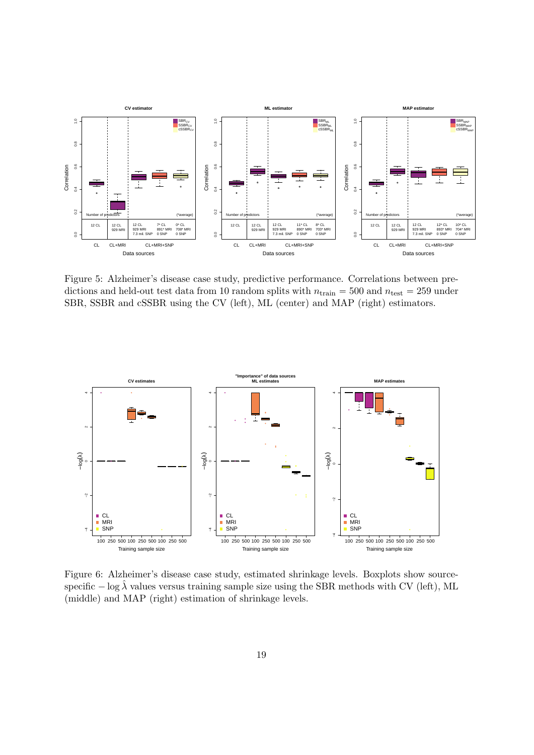Figure 5: Alzheimer's disease case study, predictive performance. Correlations between predictions and held-out test data from 10 random splits with $n_{\text{train}} = 500$ and $n_{\text{test}} = 259$ under SBR, SSBR and cSSBR using the CV (left), ML (center) and MAP (right) estimators.

Figure 6: Alzheimer's disease case study, estimated shrinkage levels. Boxplots show source-specific $-\log \hat{\lambda}$ values versus training sample size using the SBR methods with CV (left), ML (middle) and MAP (right) estimation of shrinkage levels.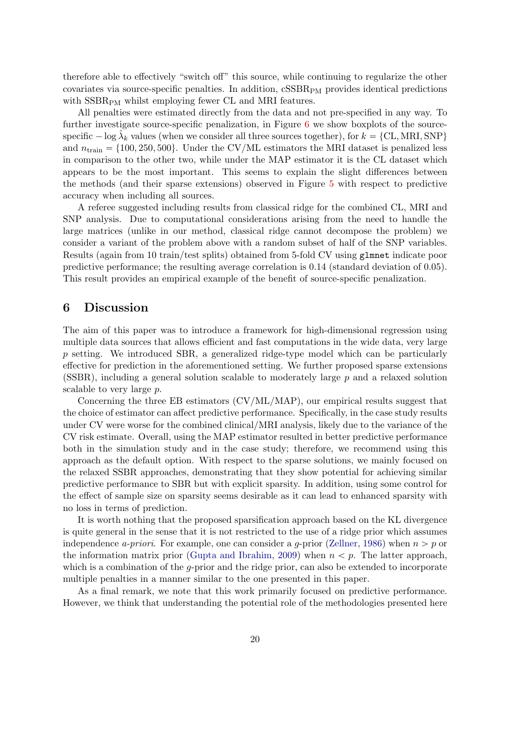therefore able to effectively "switch off" this source, while continuing to regularize the other covariates via source-specific penalties. In addition, cSSBR$_{\text{PM}}$ provides identical predictions with SSBR$_{\text{PM}}$ whilst employing fewer CL and MRI features.

All penalties were estimated directly from the data and not pre-specified in any way. To further investigate source-specific penalization, in Figure 6 we show boxplots of the source-specific $-\log\hat{\lambda}_k$ values (when we consider all three sources together), for $k = \{\text{CL}, \text{MRI}, \text{SNP}\}$ and $n_{\text{train}} = \{100, 250, 500\}$. Under the CV/ML estimators the MRI dataset is penalized less in comparison to the other two, while under the MAP estimator it is the CL dataset which appears to be the most important. This seems to explain the slight differences between the methods (and their sparse extensions) observed in Figure 5 with respect to predictive accuracy when including all sources.

A referee suggested including results from classical ridge for the combined CL, MRI and SNP analysis. Due to computational considerations arising from the need to handle the large matrices (unlike in our method, classical ridge cannot decompose the problem) we consider a variant of the problem above with a random subset of half of the SNP variables. Results (again from 10 train/test splits) obtained from 5-fold CV using `glmnet` indicate poor predictive performance; the resulting average correlation is 0.14 (standard deviation of 0.05). This result provides an empirical example of the benefit of source-specific penalization.

## 6 Discussion

The aim of this paper was to introduce a framework for high-dimensional regression using multiple data sources that allows efficient and fast computations in the wide data, very large $p$ setting. We introduced SBR, a generalized ridge-type model which can be particularly effective for prediction in the aforementioned setting. We further proposed sparse extensions (SSBR), including a general solution scalable to moderately large $p$ and a relaxed solution scalable to very large $p$.

Concerning the three EB estimators (CV/ML/MAP), our empirical results suggest that the choice of estimator can affect predictive performance. Specifically, in the case study results under CV were worse for the combined clinical/MRI analysis, likely due to the variance of the CV risk estimate. Overall, using the MAP estimator resulted in better predictive performance both in the simulation study and in the case study; therefore, we recommend using this approach as the default option. With respect to the sparse solutions, we mainly focused on the relaxed SSBR approaches, demonstrating that they show potential for achieving similar predictive performance to SBR but with explicit sparsity. In addition, using some control for the effect of sample size on sparsity seems desirable as it can lead to enhanced sparsity with no loss in terms of prediction.

It is worth nothing that the proposed sparsification approach based on the KL divergence is quite general in the sense that it is not restricted to the use of a ridge prior which assumes independence *a-priori*. For example, one can consider a $g$-prior (Zellner, 1986) when $n > p$ or the information matrix prior (Gupta and Ibrahim, 2009) when $n < p$. The latter approach, which is a combination of the $g$-prior and the ridge prior, can also be extended to incorporate multiple penalties in a manner similar to the one presented in this paper.

As a final remark, we note that this work primarily focused on predictive performance. However, we think that understanding the potential role of the methodologies presented here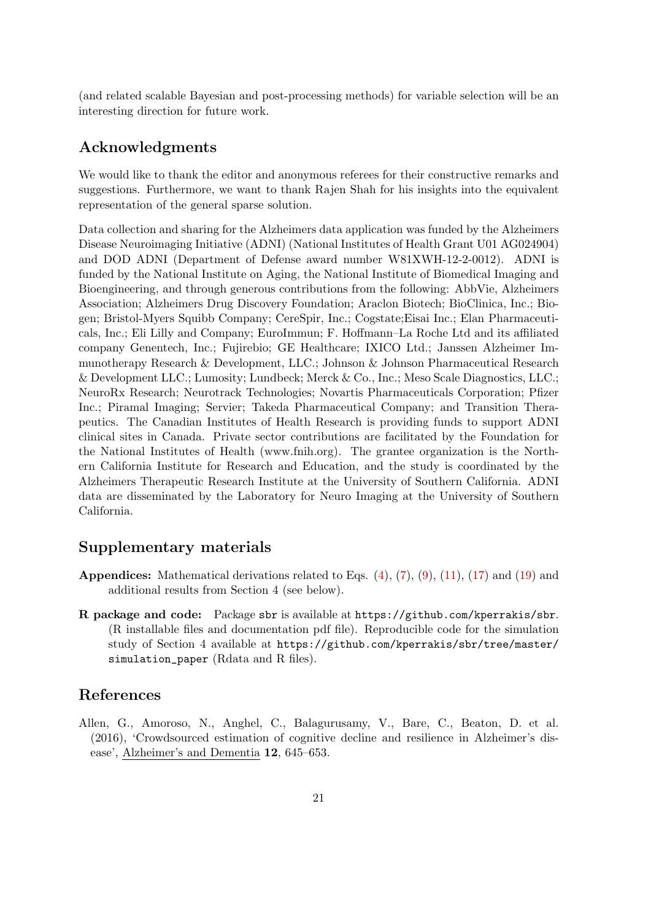(and related scalable Bayesian and post-processing methods) for variable selection will be an interesting direction for future work.

## Acknowledgments

We would like to thank the editor and anonymous referees for their constructive remarks and suggestions. Furthermore, we want to thank Rajen Shah for his insights into the equivalent representation of the general sparse solution.

Data collection and sharing for the Alzheimers data application was funded by the Alzheimers Disease Neuroimaging Initiative (ADNI) (National Institutes of Health Grant U01 AG024904) and DOD ADNI (Department of Defense award number W81XWH-12-2-0012). ADNI is funded by the National Institute on Aging, the National Institute of Biomedical Imaging and Bioengineering, and through generous contributions from the following: AbbVie, Alzheimers Association; Alzheimers Drug Discovery Foundation; Araclon Biotech; BioClinica, Inc.; Biogen; Bristol-Myers Squibb Company; CereSpir, Inc.; Cogstate;Eisai Inc.; Elan Pharmaceuticals, Inc.; Eli Lilly and Company; EuroImmun; F. Hoffmann–La Roche Ltd and its affiliated company Genentech, Inc.; Fujirebio; GE Healthcare; IXICO Ltd.; Janssen Alzheimer Immunotherapy Research & Development, LLC.; Johnson & Johnson Pharmaceutical Research & Development LLC.; Lumosity; Lundbeck; Merck & Co., Inc.; Meso Scale Diagnostics, LLC.; NeuroRx Research; Neurotrack Technologies; Novartis Pharmaceuticals Corporation; Pfizer Inc.; Piramal Imaging; Servier; Takeda Pharmaceutical Company; and Transition Therapeutics. The Canadian Institutes of Health Research is providing funds to support ADNI clinical sites in Canada. Private sector contributions are facilitated by the Foundation for the National Institutes of Health (www.fnih.org). The grantee organization is the Northern California Institute for Research and Education, and the study is coordinated by the Alzheimers Therapeutic Research Institute at the University of Southern California. ADNI data are disseminated by the Laboratory for Neuro Imaging at the University of Southern California.

## Supplementary materials

**Appendices:** Mathematical derivations related to Eqs. (4), (7), (9), (11), (17) and (19) and additional results from Section 4 (see below).

**R package and code:** Package `sbr` is available at `https://github.com/kperrakis/sbr`. (R installable files and documentation pdf file). Reproducible code for the simulation study of Section 4 available at `https://github.com/kperrakis/sbr/tree/master/simulation_paper` (Rdata and R files).

## References

Allen, G., Amoroso, N., Anghel, C., Balagurusamy, V., Bare, C., Beaton, D. et al. (2016), 'Crowdsourced estimation of cognitive decline and resilience in Alzheimer's disease', Alzheimer's and Dementia **12**, 645–653.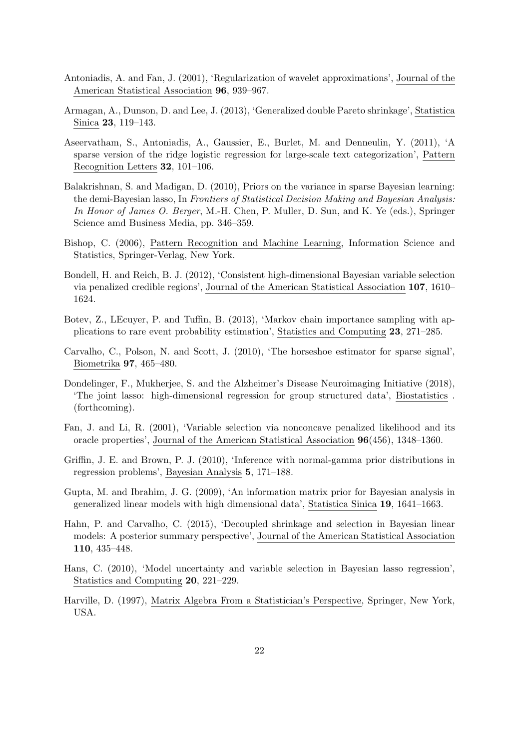Antoniadis, A. and Fan, J. (2001), 'Regularization of wavelet approximations', Journal of the American Statistical Association **96**, 939–967.

Armagan, A., Dunson, D. and Lee, J. (2013), 'Generalized double Pareto shrinkage', Statistica Sinica **23**, 119–143.

Aseervatham, S., Antoniadis, A., Gaussier, E., Burlet, M. and Denneulin, Y. (2011), 'A sparse version of the ridge logistic regression for large-scale text categorization', Pattern Recognition Letters **32**, 101–106.

Balakrishnan, S. and Madigan, D. (2010), Priors on the variance in sparse Bayesian learning: the demi-Bayesian lasso, In *Frontiers of Statistical Decision Making and Bayesian Analysis: In Honor of James O. Berger*, M.-H. Chen, P. Muller, D. Sun, and K. Ye (eds.), Springer Science amd Business Media, pp. 346–359.

Bishop, C. (2006), Pattern Recognition and Machine Learning, Information Science and Statistics, Springer-Verlag, New York.

Bondell, H. and Reich, B. J. (2012), 'Consistent high-dimensional Bayesian variable selection via penalized credible regions', Journal of the American Statistical Association **107**, 1610–1624.

Botev, Z., LEcuyer, P. and Tuffin, B. (2013), 'Markov chain importance sampling with applications to rare event probability estimation', Statistics and Computing **23**, 271–285.

Carvalho, C., Polson, N. and Scott, J. (2010), 'The horseshoe estimator for sparse signal', Biometrika **97**, 465–480.

Dondelinger, F., Mukherjee, S. and the Alzheimer's Disease Neuroimaging Initiative (2018), 'The joint lasso: high-dimensional regression for group structured data', Biostatistics . (forthcoming).

Fan, J. and Li, R. (2001), 'Variable selection via nonconcave penalized likelihood and its oracle properties', Journal of the American Statistical Association **96**(456), 1348–1360.

Griffin, J. E. and Brown, P. J. (2010), 'Inference with normal-gamma prior distributions in regression problems', Bayesian Analysis **5**, 171–188.

Gupta, M. and Ibrahim, J. G. (2009), 'An information matrix prior for Bayesian analysis in generalized linear models with high dimensional data', Statistica Sinica **19**, 1641–1663.

Hahn, P. and Carvalho, C. (2015), 'Decoupled shrinkage and selection in Bayesian linear models: A posterior summary perspective', Journal of the American Statistical Association **110**, 435–448.

Hans, C. (2010), 'Model uncertainty and variable selection in Bayesian lasso regression', Statistics and Computing **20**, 221–229.

Harville, D. (1997), Matrix Algebra From a Statistician's Perspective, Springer, New York, USA.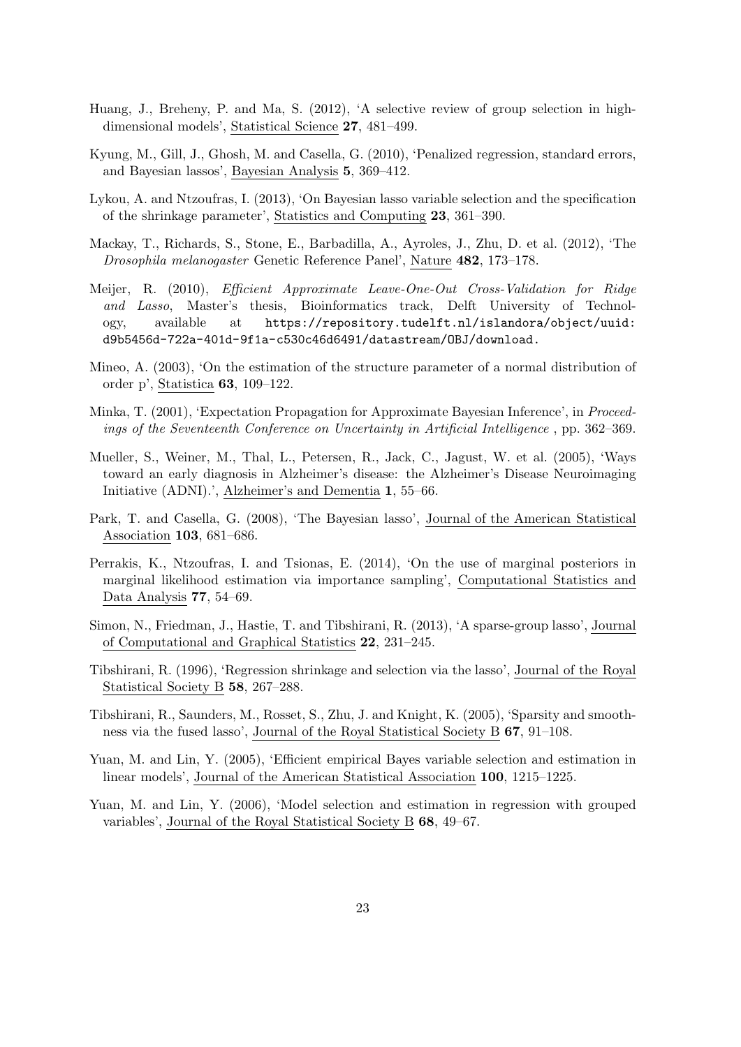Huang, J., Breheny, P. and Ma, S. (2012), 'A selective review of group selection in high-dimensional models', Statistical Science **27**, 481–499.

Kyung, M., Gill, J., Ghosh, M. and Casella, G. (2010), 'Penalized regression, standard errors, and Bayesian lassos', Bayesian Analysis **5**, 369–412.

Lykou, A. and Ntzoufras, I. (2013), 'On Bayesian lasso variable selection and the specification of the shrinkage parameter', Statistics and Computing **23**, 361–390.

Mackay, T., Richards, S., Stone, E., Barbadilla, A., Ayroles, J., Zhu, D. et al. (2012), 'The *Drosophila melanogaster* Genetic Reference Panel', Nature **482**, 173–178.

Meijer, R. (2010), *Efficient Approximate Leave-One-Out Cross-Validation for Ridge and Lasso*, Master's thesis, Bioinformatics track, Delft University of Technology, available at `https://repository.tudelft.nl/islandora/object/uuid:d9b5456d-722a-401d-9f1a-c530c46d6491/datastream/OBJ/download`.

Mineo, A. (2003), 'On the estimation of the structure parameter of a normal distribution of order p', Statistica **63**, 109–122.

Minka, T. (2001), 'Expectation Propagation for Approximate Bayesian Inference', in *Proceedings of the Seventeenth Conference on Uncertainty in Artificial Intelligence* , pp. 362–369.

Mueller, S., Weiner, M., Thal, L., Petersen, R., Jack, C., Jagust, W. et al. (2005), 'Ways toward an early diagnosis in Alzheimer's disease: the Alzheimer's Disease Neuroimaging Initiative (ADNI).', Alzheimer's and Dementia **1**, 55–66.

Park, T. and Casella, G. (2008), 'The Bayesian lasso', Journal of the American Statistical Association **103**, 681–686.

Perrakis, K., Ntzoufras, I. and Tsionas, E. (2014), 'On the use of marginal posteriors in marginal likelihood estimation via importance sampling', Computational Statistics and Data Analysis **77**, 54–69.

Simon, N., Friedman, J., Hastie, T. and Tibshirani, R. (2013), 'A sparse-group lasso', Journal of Computational and Graphical Statistics **22**, 231–245.

Tibshirani, R. (1996), 'Regression shrinkage and selection via the lasso', Journal of the Royal Statistical Society B **58**, 267–288.

Tibshirani, R., Saunders, M., Rosset, S., Zhu, J. and Knight, K. (2005), 'Sparsity and smoothness via the fused lasso', Journal of the Royal Statistical Society B **67**, 91–108.

Yuan, M. and Lin, Y. (2005), 'Efficient empirical Bayes variable selection and estimation in linear models', Journal of the American Statistical Association **100**, 1215–1225.

Yuan, M. and Lin, Y. (2006), 'Model selection and estimation in regression with grouped variables', Journal of the Royal Statistical Society B **68**, 49–67.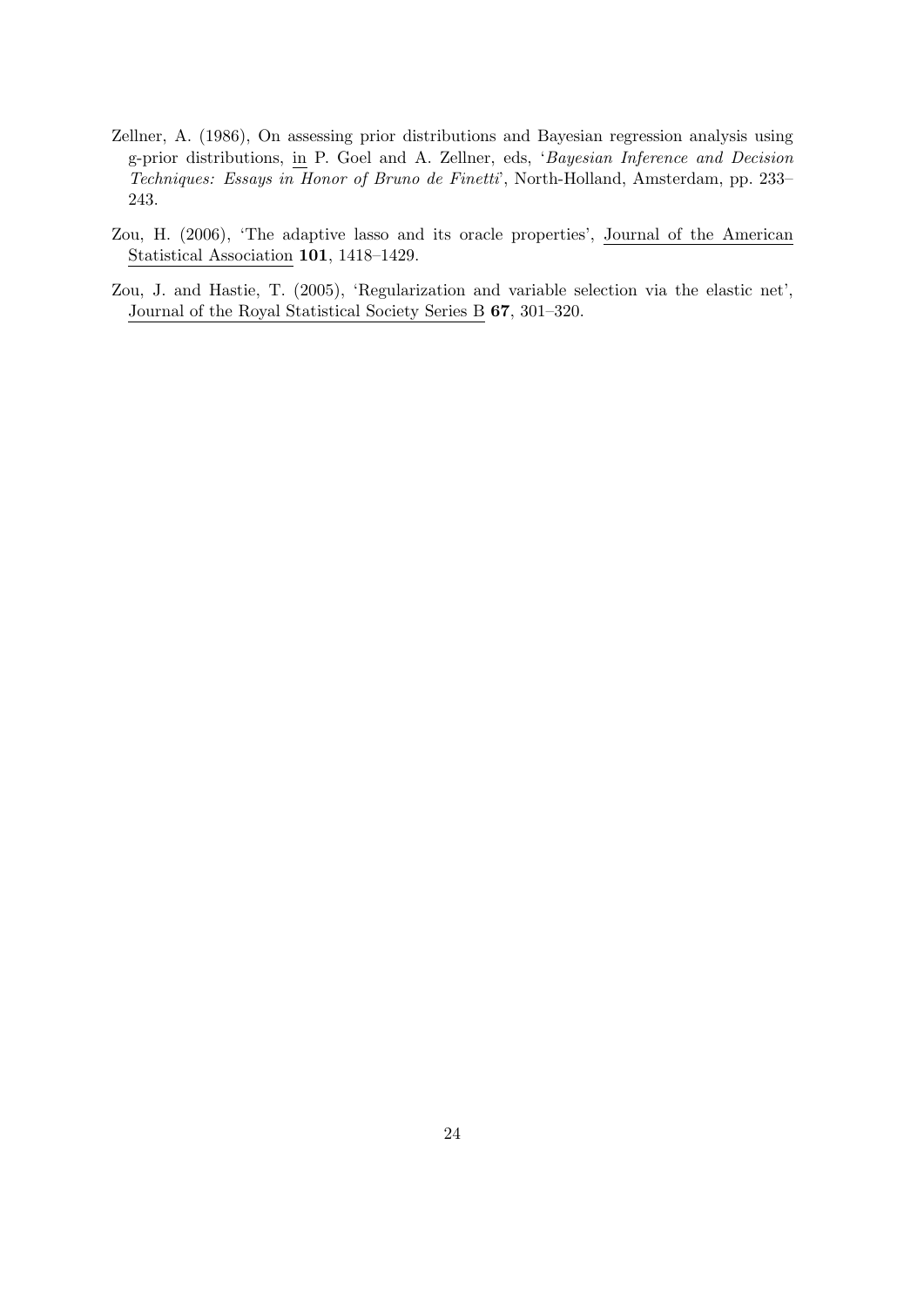Zellner, A. (1986), On assessing prior distributions and Bayesian regression analysis using g-prior distributions, in P. Goel and A. Zellner, eds, '*Bayesian Inference and Decision Techniques: Essays in Honor of Bruno de Finetti*', North-Holland, Amsterdam, pp. 233–243.

Zou, H. (2006), 'The adaptive lasso and its oracle properties', Journal of the American Statistical Association **101**, 1418–1429.

Zou, J. and Hastie, T. (2005), 'Regularization and variable selection via the elastic net', Journal of the Royal Statistical Society Series B **67**, 301–320.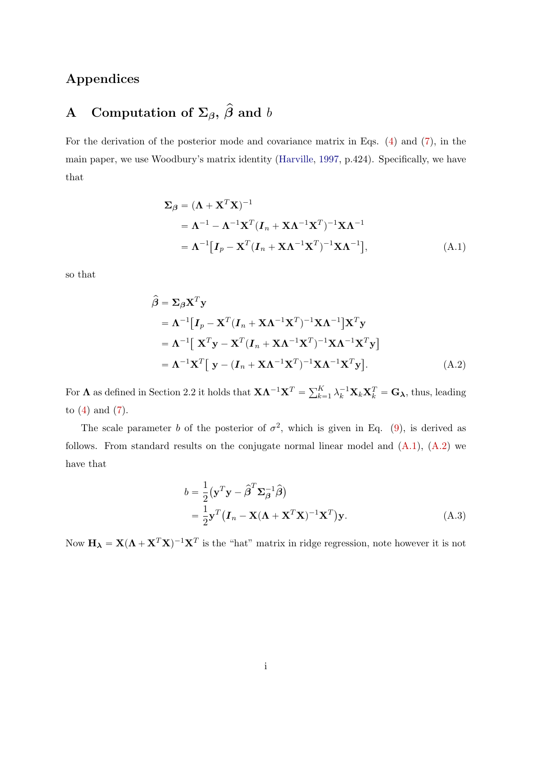# Appendices

## A Computation of $\boldsymbol{\Sigma}_{\boldsymbol{\beta}}$, $\widehat{\boldsymbol{\beta}}$ and $b$

For the derivation of the posterior mode and covariance matrix in Eqs. (4) and (7), in the main paper, we use Woodbury's matrix identity (Harville, 1997, p.424). Specifically, we have that

$$
\begin{aligned}
\boldsymbol{\Sigma}_{\boldsymbol{\beta}} &= (\boldsymbol{\Lambda} + \mathbf{X}^T\mathbf{X})^{-1} \\
&= \boldsymbol{\Lambda}^{-1} - \boldsymbol{\Lambda}^{-1}\mathbf{X}^T(\boldsymbol{I}_n + \mathbf{X}\boldsymbol{\Lambda}^{-1}\mathbf{X}^T)^{-1}\mathbf{X}\boldsymbol{\Lambda}^{-1} \\
&= \boldsymbol{\Lambda}^{-1}\big[\boldsymbol{I}_p - \mathbf{X}^T(\boldsymbol{I}_n + \mathbf{X}\boldsymbol{\Lambda}^{-1}\mathbf{X}^T)^{-1}\mathbf{X}\boldsymbol{\Lambda}^{-1}\big],
\end{aligned} \tag{A.1}
$$

so that

$$
\begin{aligned}
\widehat{\boldsymbol{\beta}} &= \boldsymbol{\Sigma}_{\boldsymbol{\beta}}\mathbf{X}^T\mathbf{y} \\
&= \boldsymbol{\Lambda}^{-1}\big[\boldsymbol{I}_p - \mathbf{X}^T(\boldsymbol{I}_n + \mathbf{X}\boldsymbol{\Lambda}^{-1}\mathbf{X}^T)^{-1}\mathbf{X}\boldsymbol{\Lambda}^{-1}\big]\mathbf{X}^T\mathbf{y} \\
&= \boldsymbol{\Lambda}^{-1}\big[\,\mathbf{X}^T\mathbf{y} - \mathbf{X}^T(\boldsymbol{I}_n + \mathbf{X}\boldsymbol{\Lambda}^{-1}\mathbf{X}^T)^{-1}\mathbf{X}\boldsymbol{\Lambda}^{-1}\mathbf{X}^T\mathbf{y}\big] \\
&= \boldsymbol{\Lambda}^{-1}\mathbf{X}^T\big[\,\mathbf{y} - (\boldsymbol{I}_n + \mathbf{X}\boldsymbol{\Lambda}^{-1}\mathbf{X}^T)^{-1}\mathbf{X}\boldsymbol{\Lambda}^{-1}\mathbf{X}^T\mathbf{y}\big].
\end{aligned} \tag{A.2}
$$

For $\boldsymbol{\Lambda}$ as defined in Section 2.2 it holds that $\mathbf{X}\boldsymbol{\Lambda}^{-1}\mathbf{X}^T = \sum_{k=1}^{K}\lambda_k^{-1}\mathbf{X}_k\mathbf{X}_k^T = \mathbf{G}_{\boldsymbol{\lambda}}$, thus, leading to (4) and (7).

The scale parameter $b$ of the posterior of $\sigma^2$, which is given in Eq. (9), is derived as follows. From standard results on the conjugate normal linear model and (A.1), (A.2) we have that

$$
\begin{aligned}
b &= \frac{1}{2}\big(\mathbf{y}^T\mathbf{y} - \widehat{\boldsymbol{\beta}}^T\boldsymbol{\Sigma}_{\boldsymbol{\beta}}^{-1}\widehat{\boldsymbol{\beta}}\big) \\
&= \frac{1}{2}\mathbf{y}^T\big(\boldsymbol{I}_n - \mathbf{X}(\boldsymbol{\Lambda} + \mathbf{X}^T\mathbf{X})^{-1}\mathbf{X}^T\big)\mathbf{y}.
\end{aligned} \tag{A.3}
$$

Now $\mathbf{H}_{\boldsymbol{\lambda}} = \mathbf{X}(\boldsymbol{\Lambda} + \mathbf{X}^T\mathbf{X})^{-1}\mathbf{X}^T$ is the "hat" matrix in ridge regression, note however it is not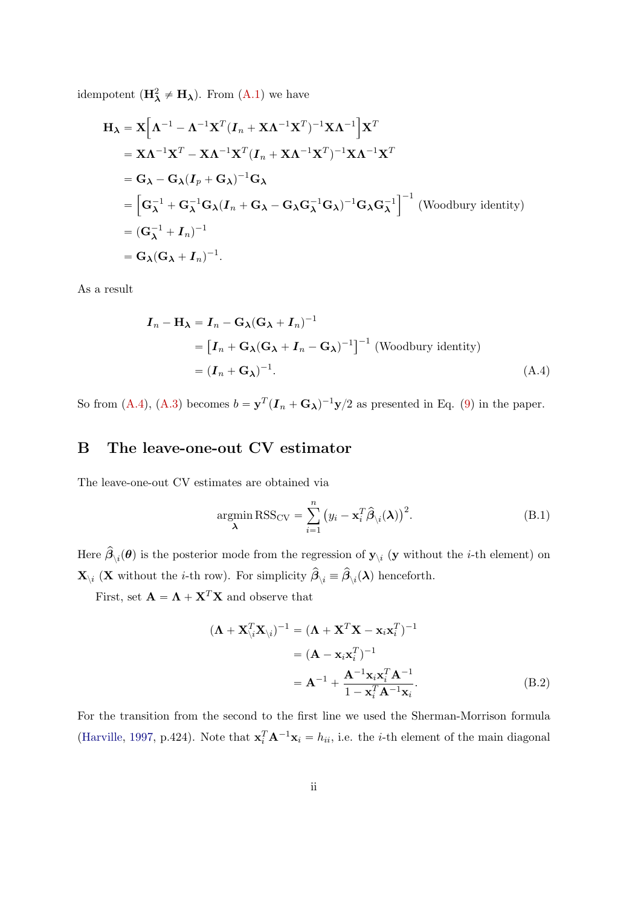idempotent ($\mathbf{H}_{\boldsymbol{\lambda}}^2 \neq \mathbf{H}_{\boldsymbol{\lambda}}$). From (A.1) we have

$$
\begin{aligned}
\mathbf{H}_{\boldsymbol{\lambda}} &= \mathbf{X}\Big[\boldsymbol{\Lambda}^{-1} - \boldsymbol{\Lambda}^{-1}\mathbf{X}^T(\boldsymbol{I}_n + \mathbf{X}\boldsymbol{\Lambda}^{-1}\mathbf{X}^T)^{-1}\mathbf{X}\boldsymbol{\Lambda}^{-1}\Big]\mathbf{X}^T \\
&= \mathbf{X}\boldsymbol{\Lambda}^{-1}\mathbf{X}^T - \mathbf{X}\boldsymbol{\Lambda}^{-1}\mathbf{X}^T(\boldsymbol{I}_n + \mathbf{X}\boldsymbol{\Lambda}^{-1}\mathbf{X}^T)^{-1}\mathbf{X}\boldsymbol{\Lambda}^{-1}\mathbf{X}^T \\
&= \mathbf{G}_{\boldsymbol{\lambda}} - \mathbf{G}_{\boldsymbol{\lambda}}(\boldsymbol{I}_p + \mathbf{G}_{\boldsymbol{\lambda}})^{-1}\mathbf{G}_{\boldsymbol{\lambda}} \\
&= \Big[\mathbf{G}_{\boldsymbol{\lambda}}^{-1} + \mathbf{G}_{\boldsymbol{\lambda}}^{-1}\mathbf{G}_{\boldsymbol{\lambda}}(\boldsymbol{I}_n + \mathbf{G}_{\boldsymbol{\lambda}} - \mathbf{G}_{\boldsymbol{\lambda}}\mathbf{G}_{\boldsymbol{\lambda}}^{-1}\mathbf{G}_{\boldsymbol{\lambda}})^{-1}\mathbf{G}_{\boldsymbol{\lambda}}\mathbf{G}_{\boldsymbol{\lambda}}^{-1}\Big]^{-1} \text{ (Woodbury identity)} \\
&= (\mathbf{G}_{\boldsymbol{\lambda}}^{-1} + \boldsymbol{I}_n)^{-1} \\
&= \mathbf{G}_{\boldsymbol{\lambda}}(\mathbf{G}_{\boldsymbol{\lambda}} + \boldsymbol{I}_n)^{-1}.
\end{aligned}
$$

As a result

$$
\begin{aligned}
\boldsymbol{I}_n - \mathbf{H}_{\boldsymbol{\lambda}} &= \boldsymbol{I}_n - \mathbf{G}_{\boldsymbol{\lambda}}(\mathbf{G}_{\boldsymbol{\lambda}} + \boldsymbol{I}_n)^{-1} \\
&= \big[\boldsymbol{I}_n + \mathbf{G}_{\boldsymbol{\lambda}}(\mathbf{G}_{\boldsymbol{\lambda}} + \boldsymbol{I}_n - \mathbf{G}_{\boldsymbol{\lambda}})^{-1}\big]^{-1} \text{ (Woodbury identity)} \\
&= (\boldsymbol{I}_n + \mathbf{G}_{\boldsymbol{\lambda}})^{-1}.
\end{aligned} \tag{A.4}
$$

So from (A.4), (A.3) becomes $b = \mathbf{y}^T(\boldsymbol{I}_n + \mathbf{G}_{\boldsymbol{\lambda}})^{-1}\mathbf{y}/2$ as presented in Eq. (9) in the paper.

## B The leave-one-out CV estimator

The leave-one-out CV estimates are obtained via

$$
\underset{\boldsymbol{\lambda}}{\operatorname{argmin}}\, \mathrm{RSS}_{\mathrm{CV}} = \sum_{i=1}^{n}\big(y_i - \mathbf{x}_i^T\widehat{\boldsymbol{\beta}}_{\backslash i}(\boldsymbol{\lambda})\big)^2. \tag{B.1}
$$

Here $\widehat{\boldsymbol{\beta}}_{\backslash i}(\boldsymbol{\theta})$ is the posterior mode from the regression of $\mathbf{y}_{\backslash i}$ ($\mathbf{y}$ without the $i$-th element) on $\mathbf{X}_{\backslash i}$ ($\mathbf{X}$ without the $i$-th row). For simplicity $\widehat{\boldsymbol{\beta}}_{\backslash i} \equiv \widehat{\boldsymbol{\beta}}_{\backslash i}(\boldsymbol{\lambda})$ henceforth.

First, set $\mathbf{A} = \boldsymbol{\Lambda} + \mathbf{X}^T\mathbf{X}$ and observe that

$$
\begin{aligned}
(\boldsymbol{\Lambda} + \mathbf{X}_{\backslash i}^T\mathbf{X}_{\backslash i})^{-1} &= (\boldsymbol{\Lambda} + \mathbf{X}^T\mathbf{X} - \mathbf{x}_i\mathbf{x}_i^T)^{-1} \\
&= (\mathbf{A} - \mathbf{x}_i\mathbf{x}_i^T)^{-1} \\
&= \mathbf{A}^{-1} + \frac{\mathbf{A}^{-1}\mathbf{x}_i\mathbf{x}_i^T\mathbf{A}^{-1}}{1 - \mathbf{x}_i^T\mathbf{A}^{-1}\mathbf{x}_i}.
\end{aligned} \tag{B.2}
$$

For the transition from the second to the first line we used the Sherman-Morrison formula (Harville, 1997, p.424). Note that $\mathbf{x}_i^T\mathbf{A}^{-1}\mathbf{x}_i = h_{ii}$, i.e. the $i$-th element of the main diagonal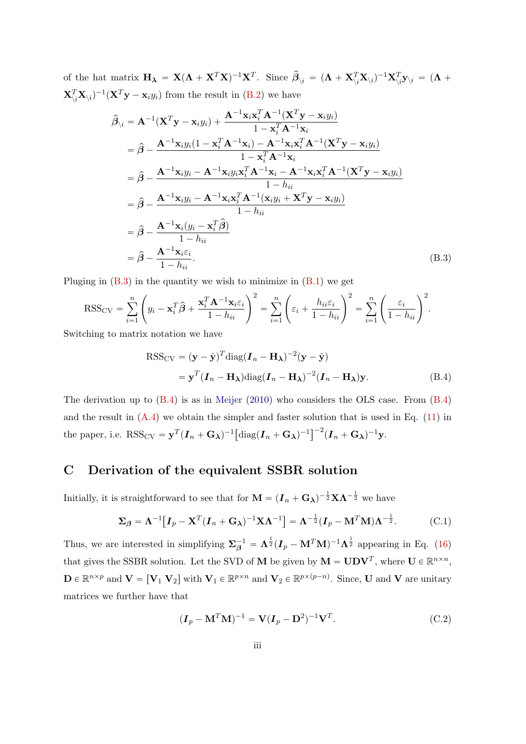of the hat matrix $\mathbf{H}_{\boldsymbol{\lambda}} = \mathbf{X}(\boldsymbol{\Lambda} + \mathbf{X}^T\mathbf{X})^{-1}\mathbf{X}^T$. Since $\widehat{\boldsymbol{\beta}}_{\setminus i} = (\boldsymbol{\Lambda} + \mathbf{X}_{\setminus i}^T\mathbf{X}_{\setminus i})^{-1}\mathbf{X}_{\setminus i}^T\mathbf{y}_{\setminus i} = (\boldsymbol{\Lambda} + \mathbf{X}_{\setminus i}^T\mathbf{X}_{\setminus i})^{-1}(\mathbf{X}^T\mathbf{y} - \mathbf{x}_i y_i)$ from the result in (B.2) we have

$$
\begin{aligned}
\widehat{\boldsymbol{\beta}}_{\setminus i} &= \mathbf{A}^{-1}(\mathbf{X}^T\mathbf{y} - \mathbf{x}_i y_i) + \frac{\mathbf{A}^{-1}\mathbf{x}_i\mathbf{x}_i^T\mathbf{A}^{-1}(\mathbf{X}^T\mathbf{y} - \mathbf{x}_i y_i)}{1 - \mathbf{x}_i^T\mathbf{A}^{-1}\mathbf{x}_i} \\
&= \widehat{\boldsymbol{\beta}} - \frac{\mathbf{A}^{-1}\mathbf{x}_i y_i(1 - \mathbf{x}_i^T\mathbf{A}^{-1}\mathbf{x}_i) - \mathbf{A}^{-1}\mathbf{x}_i\mathbf{x}_i^T\mathbf{A}^{-1}(\mathbf{X}^T\mathbf{y} - \mathbf{x}_i y_i)}{1 - \mathbf{x}_i^T\mathbf{A}^{-1}\mathbf{x}_i} \\
&= \widehat{\boldsymbol{\beta}} - \frac{\mathbf{A}^{-1}\mathbf{x}_i y_i - \mathbf{A}^{-1}\mathbf{x}_i y_i\mathbf{x}_i^T\mathbf{A}^{-1}\mathbf{x}_i - \mathbf{A}^{-1}\mathbf{x}_i\mathbf{x}_i^T\mathbf{A}^{-1}(\mathbf{X}^T\mathbf{y} - \mathbf{x}_i y_i)}{1 - h_{ii}} \\
&= \widehat{\boldsymbol{\beta}} - \frac{\mathbf{A}^{-1}\mathbf{x}_i y_i - \mathbf{A}^{-1}\mathbf{x}_i\mathbf{x}_i^T\mathbf{A}^{-1}(\mathbf{x}_i y_i + \mathbf{X}^T\mathbf{y} - \mathbf{x}_i y_i)}{1 - h_{ii}} \\
&= \widehat{\boldsymbol{\beta}} - \frac{\mathbf{A}^{-1}\mathbf{x}_i(y_i - \mathbf{x}_i^T\widehat{\boldsymbol{\beta}})}{1 - h_{ii}} \\
&= \widehat{\boldsymbol{\beta}} - \frac{\mathbf{A}^{-1}\mathbf{x}_i\varepsilon_i}{1 - h_{ii}}.
\end{aligned} \tag{B.3}
$$

Pluging in (B.3) in the quantity we wish to minimize in (B.1) we get

$$
\text{RSS}_{\text{CV}} = \sum_{i=1}^{n}\left(y_i - \mathbf{x}_i^T\widehat{\boldsymbol{\beta}} + \frac{\mathbf{x}_i^T\mathbf{A}^{-1}\mathbf{x}_i\varepsilon_i}{1 - h_{ii}}\right)^2 = \sum_{i=1}^{n}\left(\varepsilon_i + \frac{h_{ii}\varepsilon_i}{1 - h_{ii}}\right)^2 = \sum_{i=1}^{n}\left(\frac{\varepsilon_i}{1 - h_{ii}}\right)^2.
$$

Switching to matrix notation we have

$$
\begin{aligned}
\text{RSS}_{\text{CV}} &= (\mathbf{y} - \hat{\mathbf{y}})^T\text{diag}(\boldsymbol{I}_n - \mathbf{H}_{\boldsymbol{\lambda}})^{-2}(\mathbf{y} - \hat{\mathbf{y}}) \\
&= \mathbf{y}^T(\boldsymbol{I}_n - \mathbf{H}_{\boldsymbol{\lambda}})\text{diag}(\boldsymbol{I}_n - \mathbf{H}_{\boldsymbol{\lambda}})^{-2}(\boldsymbol{I}_n - \mathbf{H}_{\boldsymbol{\lambda}})\mathbf{y}.
\end{aligned} \tag{B.4}
$$

The derivation up to (B.4) is as in Meijer (2010) who considers the OLS case. From (B.4) and the result in (A.4) we obtain the simpler and faster solution that is used in Eq. (11) in the paper, i.e. $\text{RSS}_{\text{CV}} = \mathbf{y}^T(\boldsymbol{I}_n + \mathbf{G}_{\boldsymbol{\lambda}})^{-1}\big[\text{diag}(\boldsymbol{I}_n + \mathbf{G}_{\boldsymbol{\lambda}})^{-1}\big]^{-2}(\boldsymbol{I}_n + \mathbf{G}_{\boldsymbol{\lambda}})^{-1}\mathbf{y}$.

# C Derivation of the equivalent SSBR solution

Initially, it is straightforward to see that for $\mathbf{M} = (\boldsymbol{I}_n + \mathbf{G}_{\boldsymbol{\lambda}})^{-\frac{1}{2}}\mathbf{X}\boldsymbol{\Lambda}^{-\frac{1}{2}}$ we have

$$
\boldsymbol{\Sigma}_{\boldsymbol{\beta}} = \boldsymbol{\Lambda}^{-1}\big[\boldsymbol{I}_p - \mathbf{X}^T(\boldsymbol{I}_n + \mathbf{G}_{\boldsymbol{\lambda}})^{-1}\mathbf{X}\boldsymbol{\Lambda}^{-1}\big] = \boldsymbol{\Lambda}^{-\frac{1}{2}}(\boldsymbol{I}_p - \mathbf{M}^T\mathbf{M})\boldsymbol{\Lambda}^{-\frac{1}{2}}. \tag{C.1}
$$

Thus, we are interested in simplifying $\boldsymbol{\Sigma}_{\boldsymbol{\beta}}^{-1} = \boldsymbol{\Lambda}^{\frac{1}{2}}(\boldsymbol{I}_p - \mathbf{M}^T\mathbf{M})^{-1}\boldsymbol{\Lambda}^{\frac{1}{2}}$ appearing in Eq. (16) that gives the SSBR solution. Let the SVD of $\mathbf{M}$ be given by $\mathbf{M} = \mathbf{U}\mathbf{D}\mathbf{V}^T$, where $\mathbf{U} \in \mathbb{R}^{n\times n}$, $\mathbf{D} \in \mathbb{R}^{n\times p}$ and $\mathbf{V} = [\mathbf{V}_1\ \mathbf{V}_2]$ with $\mathbf{V}_1 \in \mathbb{R}^{p\times n}$ and $\mathbf{V}_2 \in \mathbb{R}^{p\times(p-n)}$. Since, $\mathbf{U}$ and $\mathbf{V}$ are unitary matrices we further have that

$$
(\boldsymbol{I}_p - \mathbf{M}^T\mathbf{M})^{-1} = \mathbf{V}(\boldsymbol{I}_p - \mathbf{D}^2)^{-1}\mathbf{V}^T. \tag{C.2}
$$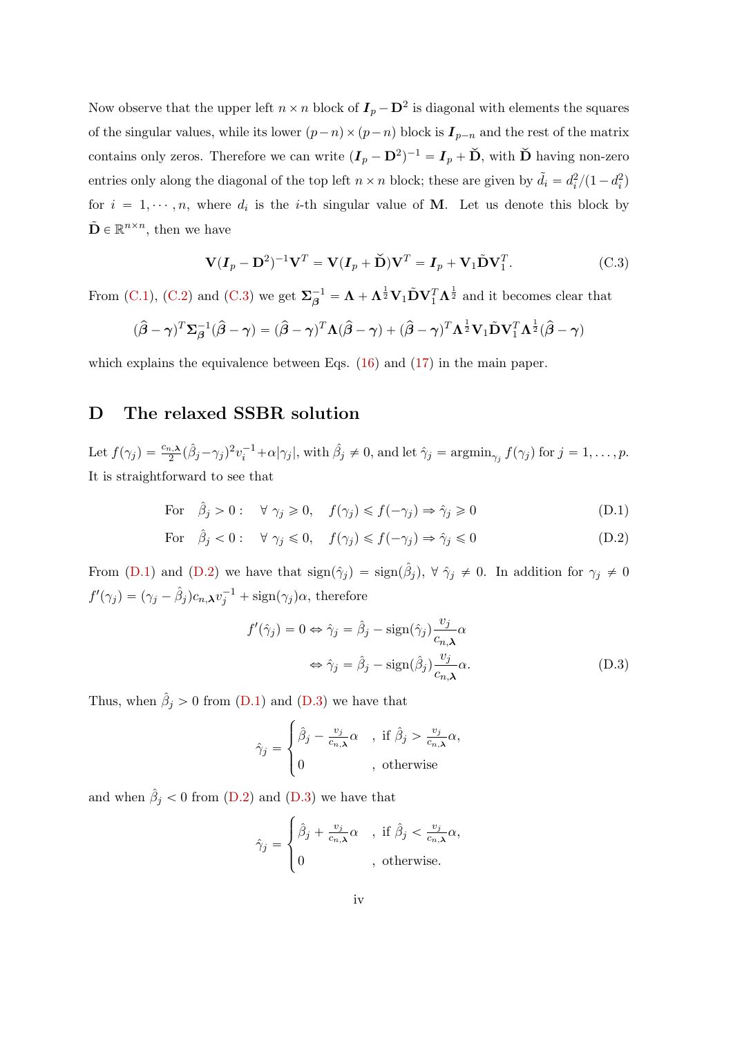Now observe that the upper left $n \times n$ block of $\boldsymbol{I}_p - \mathbf{D}^2$ is diagonal with elements the squares of the singular values, while its lower $(p-n)\times(p-n)$ block is $\boldsymbol{I}_{p-n}$ and the rest of the matrix contains only zeros. Therefore we can write $(\boldsymbol{I}_p - \mathbf{D}^2)^{-1} = \boldsymbol{I}_p + \check{\mathbf{D}}$, with $\check{\mathbf{D}}$ having non-zero entries only along the diagonal of the top left $n \times n$ block; these are given by $\tilde{d}_i = d_i^2/(1-d_i^2)$ for $i = 1, \cdots, n$, where $d_i$ is the $i$-th singular value of $\mathbf{M}$. Let us denote this block by $\tilde{\mathbf{D}} \in \mathbb{R}^{n\times n}$, then we have

$$\mathbf{V}(\boldsymbol{I}_p - \mathbf{D}^2)^{-1}\mathbf{V}^T = \mathbf{V}(\boldsymbol{I}_p + \check{\mathbf{D}})\mathbf{V}^T = \boldsymbol{I}_p + \mathbf{V}_1\tilde{\mathbf{D}}\mathbf{V}_1^T. \tag{C.3}$$

From (C.1), (C.2) and (C.3) we get $\boldsymbol{\Sigma}_{\boldsymbol{\beta}}^{-1} = \boldsymbol{\Lambda} + \boldsymbol{\Lambda}^{\frac{1}{2}}\mathbf{V}_1\tilde{\mathbf{D}}\mathbf{V}_1^T\boldsymbol{\Lambda}^{\frac{1}{2}}$ and it becomes clear that

$$(\widehat{\boldsymbol{\beta}} - \boldsymbol{\gamma})^T\boldsymbol{\Sigma}_{\boldsymbol{\beta}}^{-1}(\widehat{\boldsymbol{\beta}} - \boldsymbol{\gamma}) = (\widehat{\boldsymbol{\beta}} - \boldsymbol{\gamma})^T\boldsymbol{\Lambda}(\widehat{\boldsymbol{\beta}} - \boldsymbol{\gamma}) + (\widehat{\boldsymbol{\beta}} - \boldsymbol{\gamma})^T\boldsymbol{\Lambda}^{\frac{1}{2}}\mathbf{V}_1\tilde{\mathbf{D}}\mathbf{V}_1^T\boldsymbol{\Lambda}^{\frac{1}{2}}(\widehat{\boldsymbol{\beta}} - \boldsymbol{\gamma})$$

which explains the equivalence between Eqs. (16) and (17) in the main paper.

# D The relaxed SSBR solution

Let $f(\gamma_j) = \frac{c_{n,\boldsymbol{\lambda}}}{2}(\hat{\beta}_j - \gamma_j)^2 v_i^{-1} + \alpha|\gamma_j|$, with $\hat{\beta}_j \neq 0$, and let $\hat{\gamma}_j = \operatorname{argmin}_{\gamma_j} f(\gamma_j)$ for $j = 1, \ldots, p$. It is straightforward to see that

$$\text{For} \quad \hat{\beta}_j > 0: \quad \forall\ \gamma_j \geqslant 0, \quad f(\gamma_j) \leqslant f(-\gamma_j) \Rightarrow \hat{\gamma}_j \geqslant 0 \tag{D.1}$$

$$\text{For} \quad \hat{\beta}_j < 0: \quad \forall\ \gamma_j \leqslant 0, \quad f(\gamma_j) \leqslant f(-\gamma_j) \Rightarrow \hat{\gamma}_j \leqslant 0 \tag{D.2}$$

From (D.1) and (D.2) we have that $\operatorname{sign}(\hat{\gamma}_j) = \operatorname{sign}(\hat{\beta}_j)$, $\forall\ \hat{\gamma}_j \neq 0$. In addition for $\gamma_j \neq 0$ $f'(\gamma_j) = (\gamma_j - \hat{\beta}_j)c_{n,\boldsymbol{\lambda}}v_j^{-1} + \operatorname{sign}(\gamma_j)\alpha$, therefore

$$\begin{aligned} f'(\hat{\gamma}_j) = 0 &\Leftrightarrow \hat{\gamma}_j = \hat{\beta}_j - \operatorname{sign}(\hat{\gamma}_j)\frac{v_j}{c_{n,\boldsymbol{\lambda}}}\alpha \\ &\Leftrightarrow \hat{\gamma}_j = \hat{\beta}_j - \operatorname{sign}(\hat{\beta}_j)\frac{v_j}{c_{n,\boldsymbol{\lambda}}}\alpha. \end{aligned} \tag{D.3}$$

Thus, when $\hat{\beta}_j > 0$ from (D.1) and (D.3) we have that

$$\hat{\gamma}_j = \begin{cases} \hat{\beta}_j - \frac{v_j}{c_{n,\boldsymbol{\lambda}}}\alpha & \text{, if } \hat{\beta}_j > \frac{v_j}{c_{n,\boldsymbol{\lambda}}}\alpha, \\ 0 & \text{, otherwise} \end{cases}$$

and when $\hat{\beta}_j < 0$ from (D.2) and (D.3) we have that

$$\hat{\gamma}_j = \begin{cases} \hat{\beta}_j + \frac{v_j}{c_{n,\boldsymbol{\lambda}}}\alpha & \text{, if } \hat{\beta}_j < \frac{v_j}{c_{n,\boldsymbol{\lambda}}}\alpha, \\ 0 & \text{, otherwise.} \end{cases}$$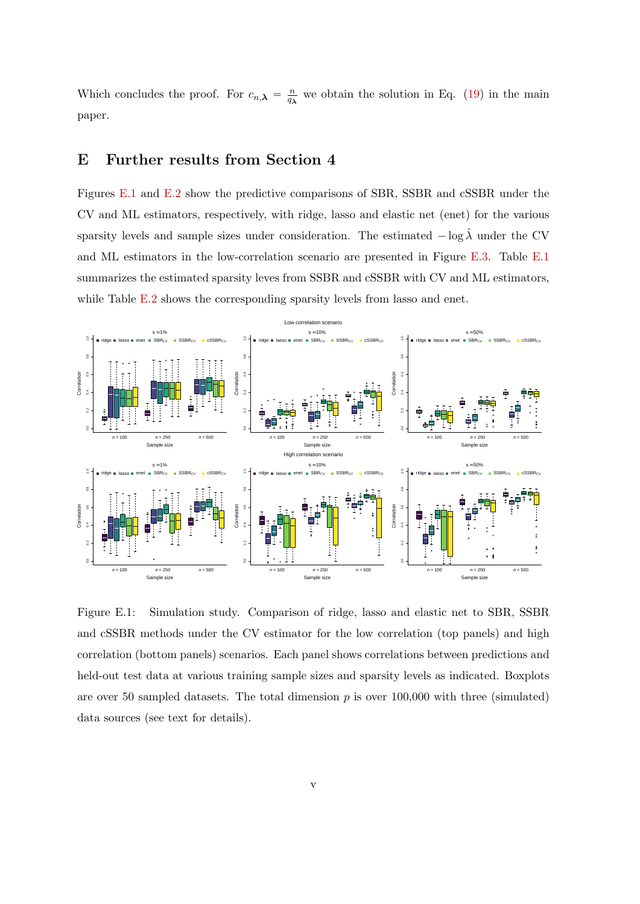Which concludes the proof. For $c_{n,\boldsymbol{\lambda}} = \frac{n}{q_{\boldsymbol{\lambda}}}$ we obtain the solution in Eq. (19) in the main paper.

# E Further results from Section 4

Figures E.1 and E.2 show the predictive comparisons of SBR, SSBR and cSSBR under the CV and ML estimators, respectively, with ridge, lasso and elastic net (enet) for the various sparsity levels and sample sizes under consideration. The estimated $-\log \hat{\lambda}$ under the CV and ML estimators in the low-correlation scenario are presented in Figure E.3. Table E.1 summarizes the estimated sparsity leves from SSBR and cSSBR with CV and ML estimators, while Table E.2 shows the corresponding sparsity levels from lasso and enet.

Figure E.1: Simulation study. Comparison of ridge, lasso and elastic net to SBR, SSBR and cSSBR methods under the CV estimator for the low correlation (top panels) and high correlation (bottom panels) scenarios. Each panel shows correlations between predictions and held-out test data at various training sample sizes and sparsity levels as indicated. Boxplots are over 50 sampled datasets. The total dimension $p$ is over 100,000 with three (simulated) data sources (see text for details).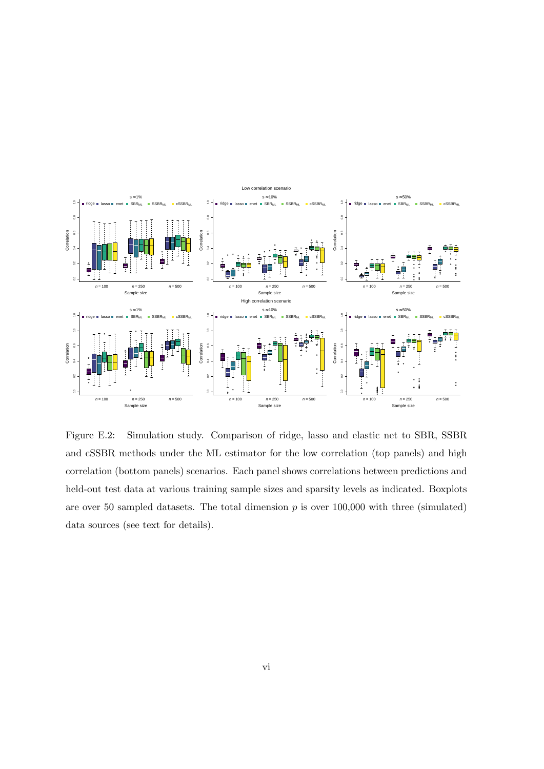Figure E.2: Simulation study. Comparison of ridge, lasso and elastic net to SBR, SSBR and cSSBR methods under the ML estimator for the low correlation (top panels) and high correlation (bottom panels) scenarios. Each panel shows correlations between predictions and held-out test data at various training sample sizes and sparsity levels as indicated. Boxplots are over 50 sampled datasets. The total dimension $p$ is over 100,000 with three (simulated) data sources (see text for details).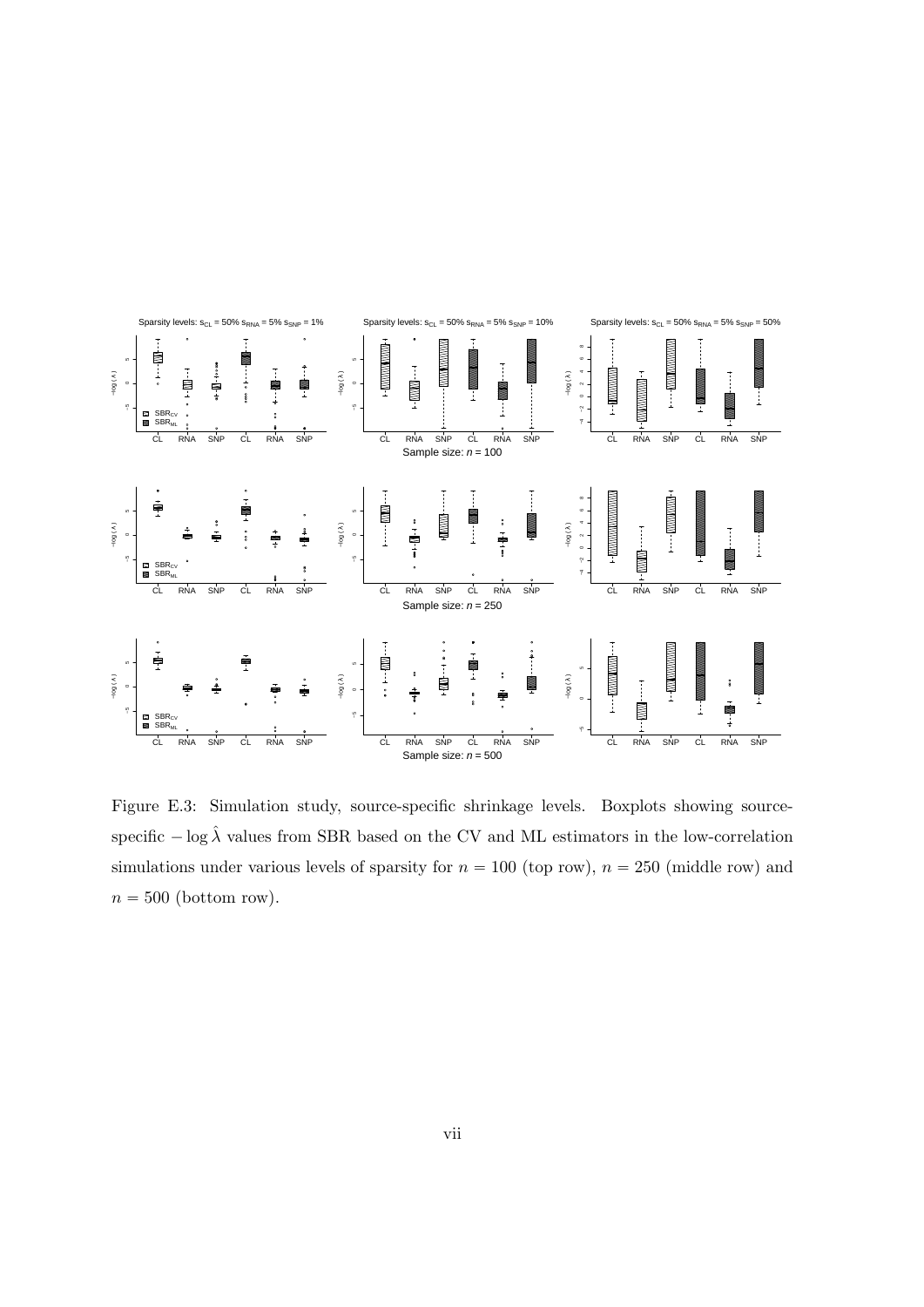Figure E.3: Simulation study, source-specific shrinkage levels. Boxplots showing source-specific $-\log\hat{\lambda}$ values from SBR based on the CV and ML estimators in the low-correlation simulations under various levels of sparsity for $n = 100$ (top row), $n = 250$ (middle row) and $n = 500$ (bottom row).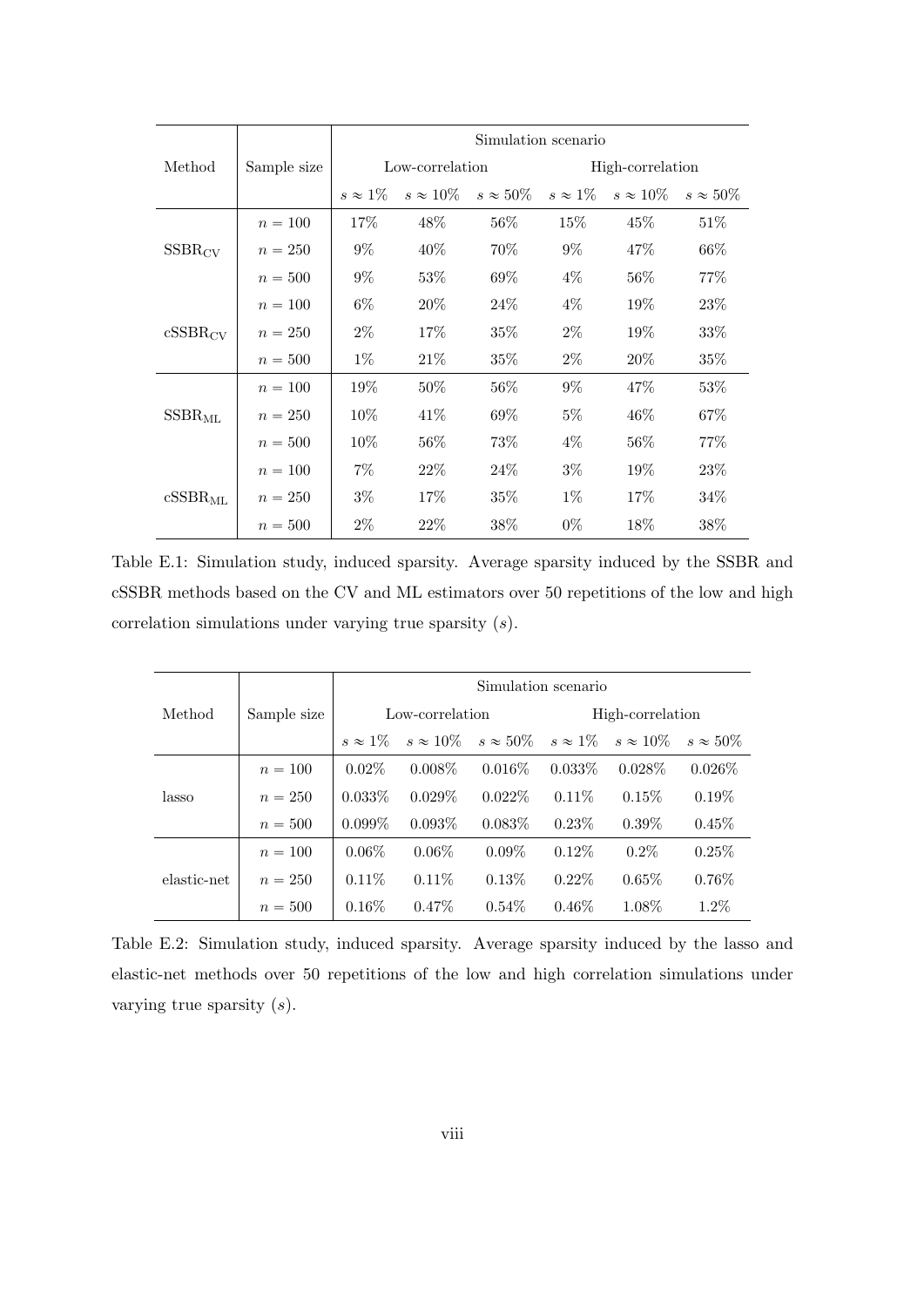| Method | Sample size | Simulation scenario | | | | | |
|---|---|---|---|---|---|---|---|
| | | Low-correlation | | | High-correlation | | |
| | | $s \approx 1\%$ | $s \approx 10\%$ | $s \approx 50\%$ | $s \approx 1\%$ | $s \approx 10\%$ | $s \approx 50\%$ |
| $\text{SSBR}_{\text{CV}}$ | $n = 100$ | 17% | 48% | 56% | 15% | 45% | 51% |
| | $n = 250$ | 9% | 40% | 70% | 9% | 47% | 66% |
| | $n = 500$ | 9% | 53% | 69% | 4% | 56% | 77% |
| $\text{cSSBR}_{\text{CV}}$ | $n = 100$ | 6% | 20% | 24% | 4% | 19% | 23% |
| | $n = 250$ | 2% | 17% | 35% | 2% | 19% | 33% |
| | $n = 500$ | 1% | 21% | 35% | 2% | 20% | 35% |
| $\text{SSBR}_{\text{ML}}$ | $n = 100$ | 19% | 50% | 56% | 9% | 47% | 53% |
| | $n = 250$ | 10% | 41% | 69% | 5% | 46% | 67% |
| | $n = 500$ | 10% | 56% | 73% | 4% | 56% | 77% |
| $\text{cSSBR}_{\text{ML}}$ | $n = 100$ | 7% | 22% | 24% | 3% | 19% | 23% |
| | $n = 250$ | 3% | 17% | 35% | 1% | 17% | 34% |
| | $n = 500$ | 2% | 22% | 38% | 0% | 18% | 38% |

Table E.1: Simulation study, induced sparsity. Average sparsity induced by the SSBR and cSSBR methods based on the CV and ML estimators over 50 repetitions of the low and high correlation simulations under varying true sparsity ($s$).

| Method | Sample size | Simulation scenario | | | | | |
|---|---|---|---|---|---|---|---|
| | | Low-correlation | | | High-correlation | | |
| | | $s \approx 1\%$ | $s \approx 10\%$ | $s \approx 50\%$ | $s \approx 1\%$ | $s \approx 10\%$ | $s \approx 50\%$ |
| lasso | $n = 100$ | 0.02% | 0.008% | 0.016% | 0.033% | 0.028% | 0.026% |
| | $n = 250$ | 0.033% | 0.029% | 0.022% | 0.11% | 0.15% | 0.19% |
| | $n = 500$ | 0.099% | 0.093% | 0.083% | 0.23% | 0.39% | 0.45% |
| elastic-net | $n = 100$ | 0.06% | 0.06% | 0.09% | 0.12% | 0.2% | 0.25% |
| | $n = 250$ | 0.11% | 0.11% | 0.13% | 0.22% | 0.65% | 0.76% |
| | $n = 500$ | 0.16% | 0.47% | 0.54% | 0.46% | 1.08% | 1.2% |

Table E.2: Simulation study, induced sparsity. Average sparsity induced by the lasso and elastic-net methods over 50 repetitions of the low and high correlation simulations under varying true sparsity ($s$).